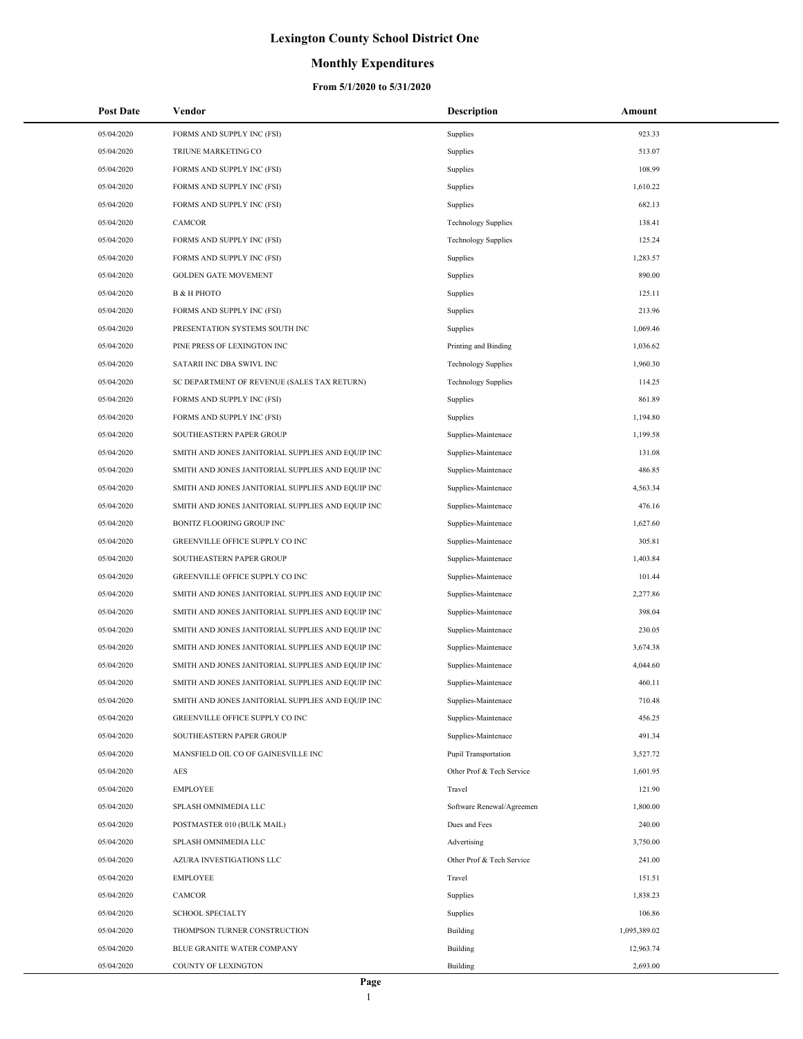# Lexington County School District One

## Monthly Expenditures

### From 5/1/2020 to 5/31/2020

| Post Date | Vendor | Description | Amount |
|---|---|---|---|
| 05/04/2020 | FORMS AND SUPPLY INC (FSI) | Supplies | 923.33 |
| 05/04/2020 | TRIUNE MARKETING CO | Supplies | 513.07 |
| 05/04/2020 | FORMS AND SUPPLY INC (FSI) | Supplies | 108.99 |
| 05/04/2020 | FORMS AND SUPPLY INC (FSI) | Supplies | 1,610.22 |
| 05/04/2020 | FORMS AND SUPPLY INC (FSI) | Supplies | 682.13 |
| 05/04/2020 | CAMCOR | Technology Supplies | 138.41 |
| 05/04/2020 | FORMS AND SUPPLY INC (FSI) | Technology Supplies | 125.24 |
| 05/04/2020 | FORMS AND SUPPLY INC (FSI) | Supplies | 1,283.57 |
| 05/04/2020 | GOLDEN GATE MOVEMENT | Supplies | 890.00 |
| 05/04/2020 | B & H PHOTO | Supplies | 125.11 |
| 05/04/2020 | FORMS AND SUPPLY INC (FSI) | Supplies | 213.96 |
| 05/04/2020 | PRESENTATION SYSTEMS SOUTH INC | Supplies | 1,069.46 |
| 05/04/2020 | PINE PRESS OF LEXINGTON INC | Printing and Binding | 1,036.62 |
| 05/04/2020 | SATARII INC DBA SWIVL INC | Technology Supplies | 1,960.30 |
| 05/04/2020 | SC DEPARTMENT OF REVENUE (SALES TAX RETURN) | Technology Supplies | 114.25 |
| 05/04/2020 | FORMS AND SUPPLY INC (FSI) | Supplies | 861.89 |
| 05/04/2020 | FORMS AND SUPPLY INC (FSI) | Supplies | 1,194.80 |
| 05/04/2020 | SOUTHEASTERN PAPER GROUP | Supplies-Maintenace | 1,199.58 |
| 05/04/2020 | SMITH AND JONES JANITORIAL SUPPLIES AND EQUIP INC | Supplies-Maintenace | 131.08 |
| 05/04/2020 | SMITH AND JONES JANITORIAL SUPPLIES AND EQUIP INC | Supplies-Maintenace | 486.85 |
| 05/04/2020 | SMITH AND JONES JANITORIAL SUPPLIES AND EQUIP INC | Supplies-Maintenace | 4,563.34 |
| 05/04/2020 | SMITH AND JONES JANITORIAL SUPPLIES AND EQUIP INC | Supplies-Maintenace | 476.16 |
| 05/04/2020 | BONITZ FLOORING GROUP INC | Supplies-Maintenace | 1,627.60 |
| 05/04/2020 | GREENVILLE OFFICE SUPPLY CO INC | Supplies-Maintenace | 305.81 |
| 05/04/2020 | SOUTHEASTERN PAPER GROUP | Supplies-Maintenace | 1,403.84 |
| 05/04/2020 | GREENVILLE OFFICE SUPPLY CO INC | Supplies-Maintenace | 101.44 |
| 05/04/2020 | SMITH AND JONES JANITORIAL SUPPLIES AND EQUIP INC | Supplies-Maintenace | 2,277.86 |
| 05/04/2020 | SMITH AND JONES JANITORIAL SUPPLIES AND EQUIP INC | Supplies-Maintenace | 398.04 |
| 05/04/2020 | SMITH AND JONES JANITORIAL SUPPLIES AND EQUIP INC | Supplies-Maintenace | 230.05 |
| 05/04/2020 | SMITH AND JONES JANITORIAL SUPPLIES AND EQUIP INC | Supplies-Maintenace | 3,674.38 |
| 05/04/2020 | SMITH AND JONES JANITORIAL SUPPLIES AND EQUIP INC | Supplies-Maintenace | 4,044.60 |
| 05/04/2020 | SMITH AND JONES JANITORIAL SUPPLIES AND EQUIP INC | Supplies-Maintenace | 460.11 |
| 05/04/2020 | SMITH AND JONES JANITORIAL SUPPLIES AND EQUIP INC | Supplies-Maintenace | 710.48 |
| 05/04/2020 | GREENVILLE OFFICE SUPPLY CO INC | Supplies-Maintenace | 456.25 |
| 05/04/2020 | SOUTHEASTERN PAPER GROUP | Supplies-Maintenace | 491.34 |
| 05/04/2020 | MANSFIELD OIL CO OF GAINESVILLE INC | Pupil Transportation | 3,527.72 |
| 05/04/2020 | AES | Other Prof & Tech Service | 1,601.95 |
| 05/04/2020 | EMPLOYEE | Travel | 121.90 |
| 05/04/2020 | SPLASH OMNIMEDIA LLC | Software Renewal/Agreemen | 1,800.00 |
| 05/04/2020 | POSTMASTER 010 (BULK MAIL) | Dues and Fees | 240.00 |
| 05/04/2020 | SPLASH OMNIMEDIA LLC | Advertising | 3,750.00 |
| 05/04/2020 | AZURA INVESTIGATIONS LLC | Other Prof & Tech Service | 241.00 |
| 05/04/2020 | EMPLOYEE | Travel | 151.51 |
| 05/04/2020 | CAMCOR | Supplies | 1,838.23 |
| 05/04/2020 | SCHOOL SPECIALTY | Supplies | 106.86 |
| 05/04/2020 | THOMPSON TURNER CONSTRUCTION | Building | 1,095,389.02 |
| 05/04/2020 | BLUE GRANITE WATER COMPANY | Building | 12,963.74 |
| 05/04/2020 | COUNTY OF LEXINGTON | Building | 2,693.00 |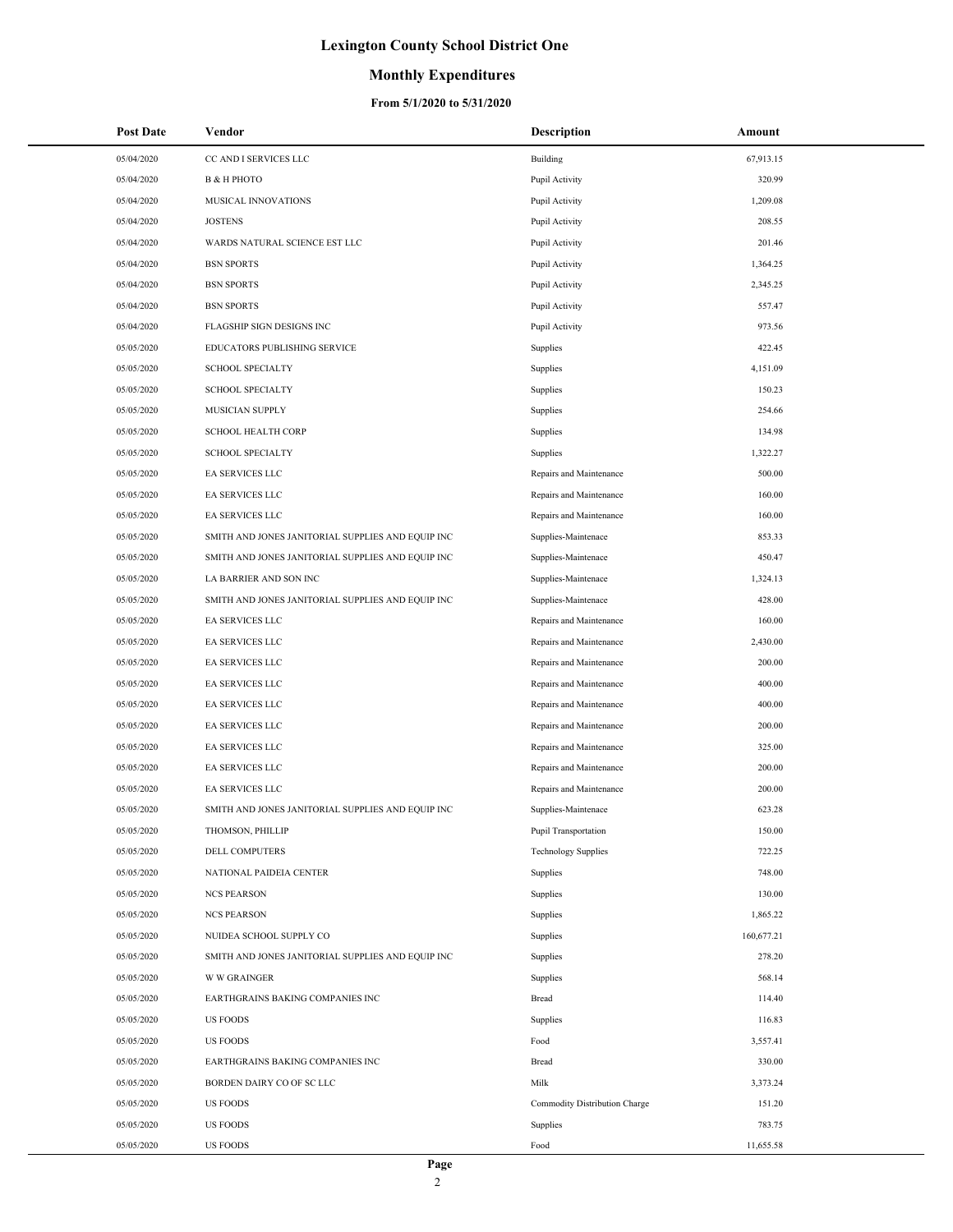# Lexington County School District One

## Monthly Expenditures

### From 5/1/2020 to 5/31/2020

| Post Date | Vendor | Description | Amount |
|---|---|---|---|
| 05/04/2020 | CC AND I SERVICES LLC | Building | 67,913.15 |
| 05/04/2020 | B & H PHOTO | Pupil Activity | 320.99 |
| 05/04/2020 | MUSICAL INNOVATIONS | Pupil Activity | 1,209.08 |
| 05/04/2020 | JOSTENS | Pupil Activity | 208.55 |
| 05/04/2020 | WARDS NATURAL SCIENCE EST LLC | Pupil Activity | 201.46 |
| 05/04/2020 | BSN SPORTS | Pupil Activity | 1,364.25 |
| 05/04/2020 | BSN SPORTS | Pupil Activity | 2,345.25 |
| 05/04/2020 | BSN SPORTS | Pupil Activity | 557.47 |
| 05/04/2020 | FLAGSHIP SIGN DESIGNS INC | Pupil Activity | 973.56 |
| 05/05/2020 | EDUCATORS PUBLISHING SERVICE | Supplies | 422.45 |
| 05/05/2020 | SCHOOL SPECIALTY | Supplies | 4,151.09 |
| 05/05/2020 | SCHOOL SPECIALTY | Supplies | 150.23 |
| 05/05/2020 | MUSICIAN SUPPLY | Supplies | 254.66 |
| 05/05/2020 | SCHOOL HEALTH CORP | Supplies | 134.98 |
| 05/05/2020 | SCHOOL SPECIALTY | Supplies | 1,322.27 |
| 05/05/2020 | EA SERVICES LLC | Repairs and Maintenance | 500.00 |
| 05/05/2020 | EA SERVICES LLC | Repairs and Maintenance | 160.00 |
| 05/05/2020 | EA SERVICES LLC | Repairs and Maintenance | 160.00 |
| 05/05/2020 | SMITH AND JONES JANITORIAL SUPPLIES AND EQUIP INC | Supplies-Maintenace | 853.33 |
| 05/05/2020 | SMITH AND JONES JANITORIAL SUPPLIES AND EQUIP INC | Supplies-Maintenace | 450.47 |
| 05/05/2020 | LA BARRIER AND SON INC | Supplies-Maintenace | 1,324.13 |
| 05/05/2020 | SMITH AND JONES JANITORIAL SUPPLIES AND EQUIP INC | Supplies-Maintenace | 428.00 |
| 05/05/2020 | EA SERVICES LLC | Repairs and Maintenance | 160.00 |
| 05/05/2020 | EA SERVICES LLC | Repairs and Maintenance | 2,430.00 |
| 05/05/2020 | EA SERVICES LLC | Repairs and Maintenance | 200.00 |
| 05/05/2020 | EA SERVICES LLC | Repairs and Maintenance | 400.00 |
| 05/05/2020 | EA SERVICES LLC | Repairs and Maintenance | 400.00 |
| 05/05/2020 | EA SERVICES LLC | Repairs and Maintenance | 200.00 |
| 05/05/2020 | EA SERVICES LLC | Repairs and Maintenance | 325.00 |
| 05/05/2020 | EA SERVICES LLC | Repairs and Maintenance | 200.00 |
| 05/05/2020 | EA SERVICES LLC | Repairs and Maintenance | 200.00 |
| 05/05/2020 | SMITH AND JONES JANITORIAL SUPPLIES AND EQUIP INC | Supplies-Maintenace | 623.28 |
| 05/05/2020 | THOMSON, PHILLIP | Pupil Transportation | 150.00 |
| 05/05/2020 | DELL COMPUTERS | Technology Supplies | 722.25 |
| 05/05/2020 | NATIONAL PAIDEIA CENTER | Supplies | 748.00 |
| 05/05/2020 | NCS PEARSON | Supplies | 130.00 |
| 05/05/2020 | NCS PEARSON | Supplies | 1,865.22 |
| 05/05/2020 | NUIDEA SCHOOL SUPPLY CO | Supplies | 160,677.21 |
| 05/05/2020 | SMITH AND JONES JANITORIAL SUPPLIES AND EQUIP INC | Supplies | 278.20 |
| 05/05/2020 | W W GRAINGER | Supplies | 568.14 |
| 05/05/2020 | EARTHGRAINS BAKING COMPANIES INC | Bread | 114.40 |
| 05/05/2020 | US FOODS | Supplies | 116.83 |
| 05/05/2020 | US FOODS | Food | 3,557.41 |
| 05/05/2020 | EARTHGRAINS BAKING COMPANIES INC | Bread | 330.00 |
| 05/05/2020 | BORDEN DAIRY CO OF SC LLC | Milk | 3,373.24 |
| 05/05/2020 | US FOODS | Commodity Distribution Charge | 151.20 |
| 05/05/2020 | US FOODS | Supplies | 783.75 |
| 05/05/2020 | US FOODS | Food | 11,655.58 |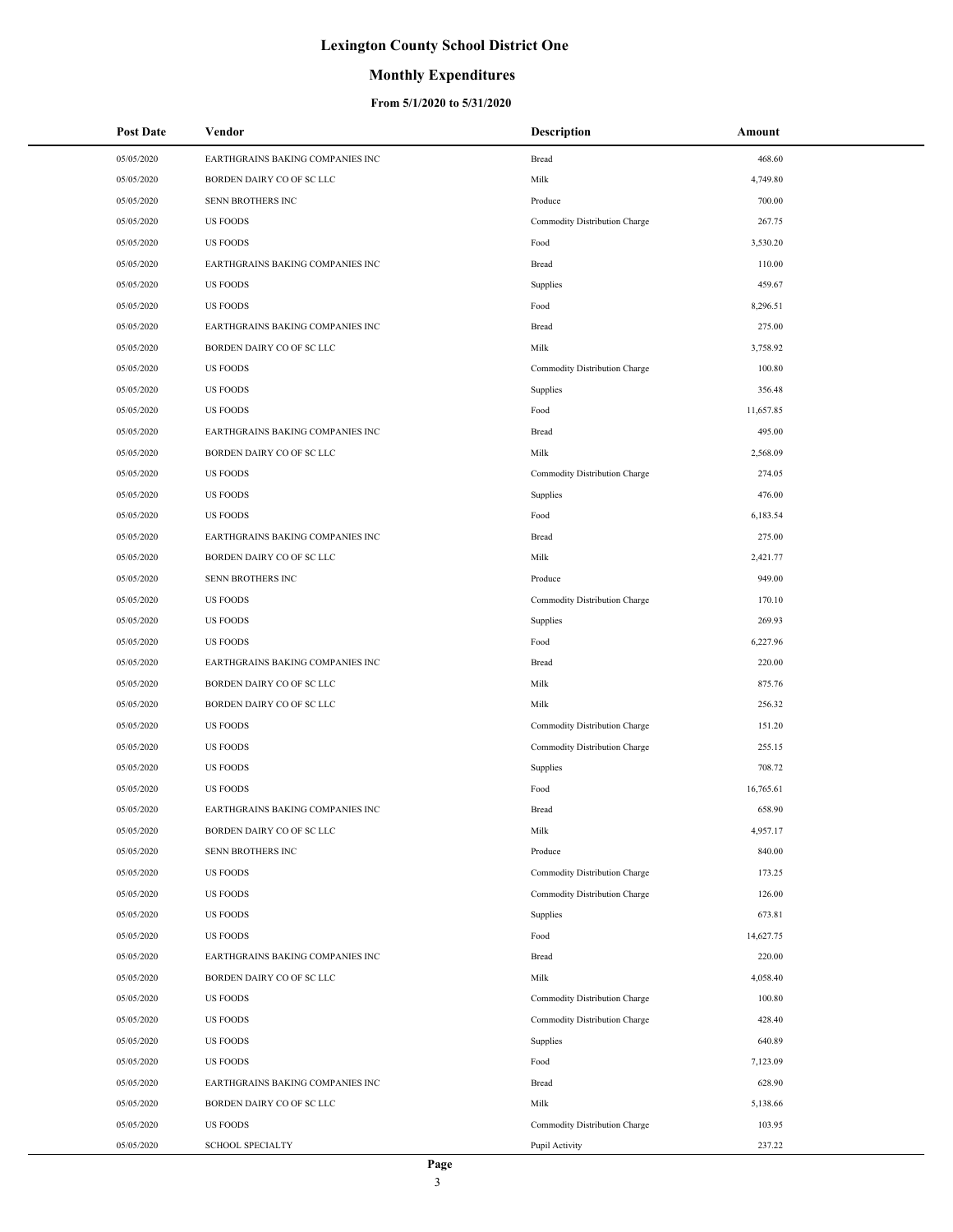# Lexington County School District One

## Monthly Expenditures

### From 5/1/2020 to 5/31/2020

| Post Date | Vendor | Description | Amount |
|---|---|---|---|
| 05/05/2020 | EARTHGRAINS BAKING COMPANIES INC | Bread | 468.60 |
| 05/05/2020 | BORDEN DAIRY CO OF SC LLC | Milk | 4,749.80 |
| 05/05/2020 | SENN BROTHERS INC | Produce | 700.00 |
| 05/05/2020 | US FOODS | Commodity Distribution Charge | 267.75 |
| 05/05/2020 | US FOODS | Food | 3,530.20 |
| 05/05/2020 | EARTHGRAINS BAKING COMPANIES INC | Bread | 110.00 |
| 05/05/2020 | US FOODS | Supplies | 459.67 |
| 05/05/2020 | US FOODS | Food | 8,296.51 |
| 05/05/2020 | EARTHGRAINS BAKING COMPANIES INC | Bread | 275.00 |
| 05/05/2020 | BORDEN DAIRY CO OF SC LLC | Milk | 3,758.92 |
| 05/05/2020 | US FOODS | Commodity Distribution Charge | 100.80 |
| 05/05/2020 | US FOODS | Supplies | 356.48 |
| 05/05/2020 | US FOODS | Food | 11,657.85 |
| 05/05/2020 | EARTHGRAINS BAKING COMPANIES INC | Bread | 495.00 |
| 05/05/2020 | BORDEN DAIRY CO OF SC LLC | Milk | 2,568.09 |
| 05/05/2020 | US FOODS | Commodity Distribution Charge | 274.05 |
| 05/05/2020 | US FOODS | Supplies | 476.00 |
| 05/05/2020 | US FOODS | Food | 6,183.54 |
| 05/05/2020 | EARTHGRAINS BAKING COMPANIES INC | Bread | 275.00 |
| 05/05/2020 | BORDEN DAIRY CO OF SC LLC | Milk | 2,421.77 |
| 05/05/2020 | SENN BROTHERS INC | Produce | 949.00 |
| 05/05/2020 | US FOODS | Commodity Distribution Charge | 170.10 |
| 05/05/2020 | US FOODS | Supplies | 269.93 |
| 05/05/2020 | US FOODS | Food | 6,227.96 |
| 05/05/2020 | EARTHGRAINS BAKING COMPANIES INC | Bread | 220.00 |
| 05/05/2020 | BORDEN DAIRY CO OF SC LLC | Milk | 875.76 |
| 05/05/2020 | BORDEN DAIRY CO OF SC LLC | Milk | 256.32 |
| 05/05/2020 | US FOODS | Commodity Distribution Charge | 151.20 |
| 05/05/2020 | US FOODS | Commodity Distribution Charge | 255.15 |
| 05/05/2020 | US FOODS | Supplies | 708.72 |
| 05/05/2020 | US FOODS | Food | 16,765.61 |
| 05/05/2020 | EARTHGRAINS BAKING COMPANIES INC | Bread | 658.90 |
| 05/05/2020 | BORDEN DAIRY CO OF SC LLC | Milk | 4,957.17 |
| 05/05/2020 | SENN BROTHERS INC | Produce | 840.00 |
| 05/05/2020 | US FOODS | Commodity Distribution Charge | 173.25 |
| 05/05/2020 | US FOODS | Commodity Distribution Charge | 126.00 |
| 05/05/2020 | US FOODS | Supplies | 673.81 |
| 05/05/2020 | US FOODS | Food | 14,627.75 |
| 05/05/2020 | EARTHGRAINS BAKING COMPANIES INC | Bread | 220.00 |
| 05/05/2020 | BORDEN DAIRY CO OF SC LLC | Milk | 4,058.40 |
| 05/05/2020 | US FOODS | Commodity Distribution Charge | 100.80 |
| 05/05/2020 | US FOODS | Commodity Distribution Charge | 428.40 |
| 05/05/2020 | US FOODS | Supplies | 640.89 |
| 05/05/2020 | US FOODS | Food | 7,123.09 |
| 05/05/2020 | EARTHGRAINS BAKING COMPANIES INC | Bread | 628.90 |
| 05/05/2020 | BORDEN DAIRY CO OF SC LLC | Milk | 5,138.66 |
| 05/05/2020 | US FOODS | Commodity Distribution Charge | 103.95 |
| 05/05/2020 | SCHOOL SPECIALTY | Pupil Activity | 237.22 |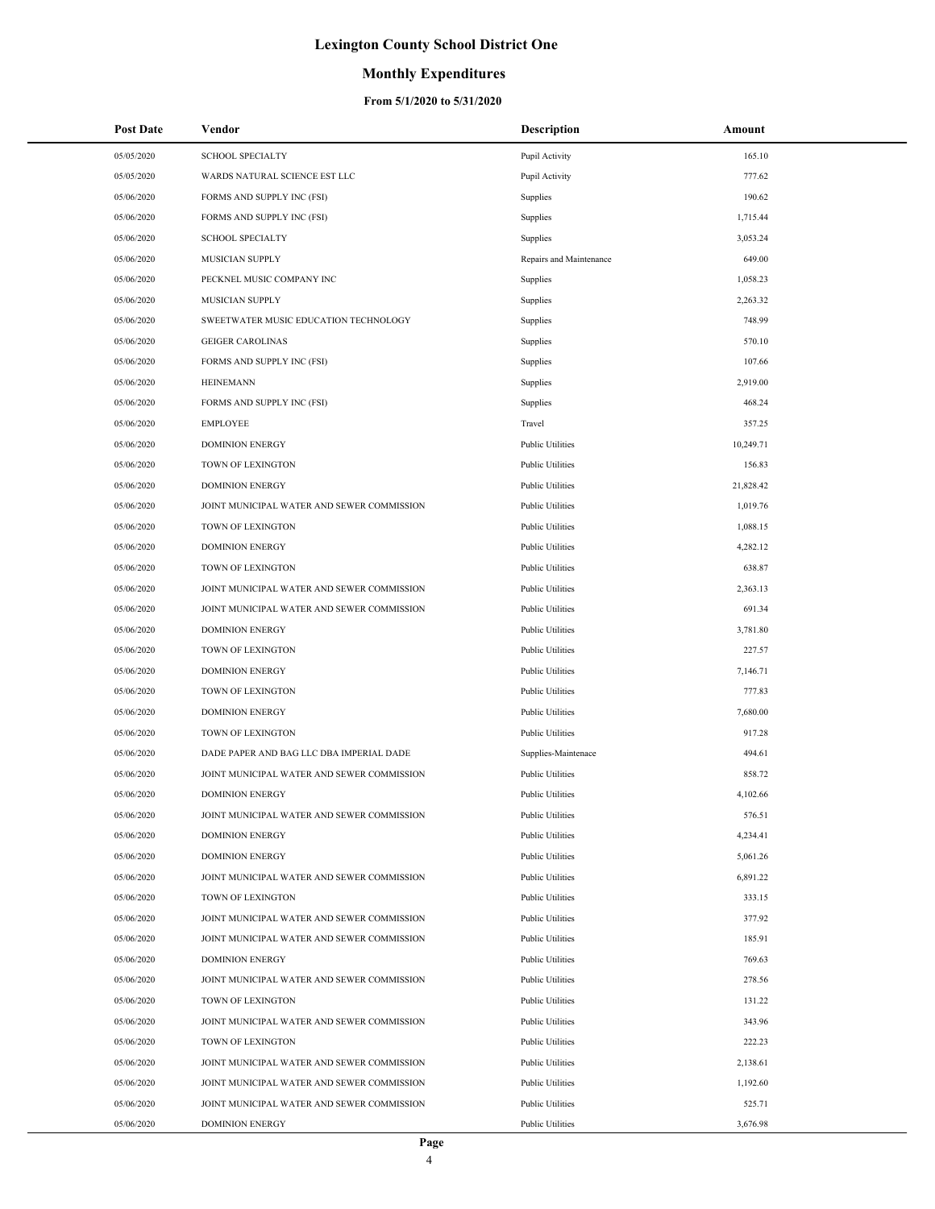# Lexington County School District One

## Monthly Expenditures

### From 5/1/2020 to 5/31/2020

| Post Date | Vendor | Description | Amount |
|---|---|---|---|
| 05/05/2020 | SCHOOL SPECIALTY | Pupil Activity | 165.10 |
| 05/05/2020 | WARDS NATURAL SCIENCE EST LLC | Pupil Activity | 777.62 |
| 05/06/2020 | FORMS AND SUPPLY INC (FSI) | Supplies | 190.62 |
| 05/06/2020 | FORMS AND SUPPLY INC (FSI) | Supplies | 1,715.44 |
| 05/06/2020 | SCHOOL SPECIALTY | Supplies | 3,053.24 |
| 05/06/2020 | MUSICIAN SUPPLY | Repairs and Maintenance | 649.00 |
| 05/06/2020 | PECKNEL MUSIC COMPANY INC | Supplies | 1,058.23 |
| 05/06/2020 | MUSICIAN SUPPLY | Supplies | 2,263.32 |
| 05/06/2020 | SWEETWATER MUSIC EDUCATION TECHNOLOGY | Supplies | 748.99 |
| 05/06/2020 | GEIGER CAROLINAS | Supplies | 570.10 |
| 05/06/2020 | FORMS AND SUPPLY INC (FSI) | Supplies | 107.66 |
| 05/06/2020 | HEINEMANN | Supplies | 2,919.00 |
| 05/06/2020 | FORMS AND SUPPLY INC (FSI) | Supplies | 468.24 |
| 05/06/2020 | EMPLOYEE | Travel | 357.25 |
| 05/06/2020 | DOMINION ENERGY | Public Utilities | 10,249.71 |
| 05/06/2020 | TOWN OF LEXINGTON | Public Utilities | 156.83 |
| 05/06/2020 | DOMINION ENERGY | Public Utilities | 21,828.42 |
| 05/06/2020 | JOINT MUNICIPAL WATER AND SEWER COMMISSION | Public Utilities | 1,019.76 |
| 05/06/2020 | TOWN OF LEXINGTON | Public Utilities | 1,088.15 |
| 05/06/2020 | DOMINION ENERGY | Public Utilities | 4,282.12 |
| 05/06/2020 | TOWN OF LEXINGTON | Public Utilities | 638.87 |
| 05/06/2020 | JOINT MUNICIPAL WATER AND SEWER COMMISSION | Public Utilities | 2,363.13 |
| 05/06/2020 | JOINT MUNICIPAL WATER AND SEWER COMMISSION | Public Utilities | 691.34 |
| 05/06/2020 | DOMINION ENERGY | Public Utilities | 3,781.80 |
| 05/06/2020 | TOWN OF LEXINGTON | Public Utilities | 227.57 |
| 05/06/2020 | DOMINION ENERGY | Public Utilities | 7,146.71 |
| 05/06/2020 | TOWN OF LEXINGTON | Public Utilities | 777.83 |
| 05/06/2020 | DOMINION ENERGY | Public Utilities | 7,680.00 |
| 05/06/2020 | TOWN OF LEXINGTON | Public Utilities | 917.28 |
| 05/06/2020 | DADE PAPER AND BAG LLC DBA IMPERIAL DADE | Supplies-Maintenace | 494.61 |
| 05/06/2020 | JOINT MUNICIPAL WATER AND SEWER COMMISSION | Public Utilities | 858.72 |
| 05/06/2020 | DOMINION ENERGY | Public Utilities | 4,102.66 |
| 05/06/2020 | JOINT MUNICIPAL WATER AND SEWER COMMISSION | Public Utilities | 576.51 |
| 05/06/2020 | DOMINION ENERGY | Public Utilities | 4,234.41 |
| 05/06/2020 | DOMINION ENERGY | Public Utilities | 5,061.26 |
| 05/06/2020 | JOINT MUNICIPAL WATER AND SEWER COMMISSION | Public Utilities | 6,891.22 |
| 05/06/2020 | TOWN OF LEXINGTON | Public Utilities | 333.15 |
| 05/06/2020 | JOINT MUNICIPAL WATER AND SEWER COMMISSION | Public Utilities | 377.92 |
| 05/06/2020 | JOINT MUNICIPAL WATER AND SEWER COMMISSION | Public Utilities | 185.91 |
| 05/06/2020 | DOMINION ENERGY | Public Utilities | 769.63 |
| 05/06/2020 | JOINT MUNICIPAL WATER AND SEWER COMMISSION | Public Utilities | 278.56 |
| 05/06/2020 | TOWN OF LEXINGTON | Public Utilities | 131.22 |
| 05/06/2020 | JOINT MUNICIPAL WATER AND SEWER COMMISSION | Public Utilities | 343.96 |
| 05/06/2020 | TOWN OF LEXINGTON | Public Utilities | 222.23 |
| 05/06/2020 | JOINT MUNICIPAL WATER AND SEWER COMMISSION | Public Utilities | 2,138.61 |
| 05/06/2020 | JOINT MUNICIPAL WATER AND SEWER COMMISSION | Public Utilities | 1,192.60 |
| 05/06/2020 | JOINT MUNICIPAL WATER AND SEWER COMMISSION | Public Utilities | 525.71 |
| 05/06/2020 | DOMINION ENERGY | Public Utilities | 3,676.98 |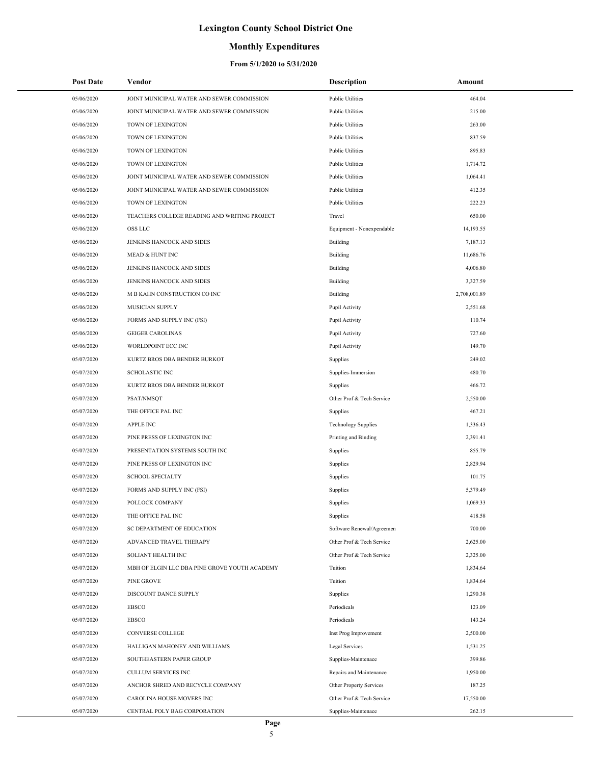# Lexington County School District One

## Monthly Expenditures

### From 5/1/2020 to 5/31/2020

| Post Date | Vendor | Description | Amount |
|---|---|---|---|
| 05/06/2020 | JOINT MUNICIPAL WATER AND SEWER COMMISSION | Public Utilities | 464.04 |
| 05/06/2020 | JOINT MUNICIPAL WATER AND SEWER COMMISSION | Public Utilities | 215.00 |
| 05/06/2020 | TOWN OF LEXINGTON | Public Utilities | 263.00 |
| 05/06/2020 | TOWN OF LEXINGTON | Public Utilities | 837.59 |
| 05/06/2020 | TOWN OF LEXINGTON | Public Utilities | 895.83 |
| 05/06/2020 | TOWN OF LEXINGTON | Public Utilities | 1,714.72 |
| 05/06/2020 | JOINT MUNICIPAL WATER AND SEWER COMMISSION | Public Utilities | 1,064.41 |
| 05/06/2020 | JOINT MUNICIPAL WATER AND SEWER COMMISSION | Public Utilities | 412.35 |
| 05/06/2020 | TOWN OF LEXINGTON | Public Utilities | 222.23 |
| 05/06/2020 | TEACHERS COLLEGE READING AND WRITING PROJECT | Travel | 650.00 |
| 05/06/2020 | OSS LLC | Equipment - Nonexpendable | 14,193.55 |
| 05/06/2020 | JENKINS HANCOCK AND SIDES | Building | 7,187.13 |
| 05/06/2020 | MEAD & HUNT INC | Building | 11,686.76 |
| 05/06/2020 | JENKINS HANCOCK AND SIDES | Building | 4,006.80 |
| 05/06/2020 | JENKINS HANCOCK AND SIDES | Building | 3,327.59 |
| 05/06/2020 | M B KAHN CONSTRUCTION CO INC | Building | 2,708,001.89 |
| 05/06/2020 | MUSICIAN SUPPLY | Pupil Activity | 2,551.68 |
| 05/06/2020 | FORMS AND SUPPLY INC (FSI) | Pupil Activity | 110.74 |
| 05/06/2020 | GEIGER CAROLINAS | Pupil Activity | 727.60 |
| 05/06/2020 | WORLDPOINT ECC INC | Pupil Activity | 149.70 |
| 05/07/2020 | KURTZ BROS DBA BENDER BURKOT | Supplies | 249.02 |
| 05/07/2020 | SCHOLASTIC INC | Supplies-Immersion | 480.70 |
| 05/07/2020 | KURTZ BROS DBA BENDER BURKOT | Supplies | 466.72 |
| 05/07/2020 | PSAT/NMSQT | Other Prof & Tech Service | 2,550.00 |
| 05/07/2020 | THE OFFICE PAL INC | Supplies | 467.21 |
| 05/07/2020 | APPLE INC | Technology Supplies | 1,336.43 |
| 05/07/2020 | PINE PRESS OF LEXINGTON INC | Printing and Binding | 2,391.41 |
| 05/07/2020 | PRESENTATION SYSTEMS SOUTH INC | Supplies | 855.79 |
| 05/07/2020 | PINE PRESS OF LEXINGTON INC | Supplies | 2,829.94 |
| 05/07/2020 | SCHOOL SPECIALTY | Supplies | 101.75 |
| 05/07/2020 | FORMS AND SUPPLY INC (FSI) | Supplies | 5,379.49 |
| 05/07/2020 | POLLOCK COMPANY | Supplies | 1,069.33 |
| 05/07/2020 | THE OFFICE PAL INC | Supplies | 418.58 |
| 05/07/2020 | SC DEPARTMENT OF EDUCATION | Software Renewal/Agreemen | 700.00 |
| 05/07/2020 | ADVANCED TRAVEL THERAPY | Other Prof & Tech Service | 2,625.00 |
| 05/07/2020 | SOLIANT HEALTH INC | Other Prof & Tech Service | 2,325.00 |
| 05/07/2020 | MBH OF ELGIN LLC DBA PINE GROVE YOUTH ACADEMY | Tuition | 1,834.64 |
| 05/07/2020 | PINE GROVE | Tuition | 1,834.64 |
| 05/07/2020 | DISCOUNT DANCE SUPPLY | Supplies | 1,290.38 |
| 05/07/2020 | EBSCO | Periodicals | 123.09 |
| 05/07/2020 | EBSCO | Periodicals | 143.24 |
| 05/07/2020 | CONVERSE COLLEGE | Inst Prog Improvement | 2,500.00 |
| 05/07/2020 | HALLIGAN MAHONEY AND WILLIAMS | Legal Services | 1,531.25 |
| 05/07/2020 | SOUTHEASTERN PAPER GROUP | Supplies-Maintenace | 399.86 |
| 05/07/2020 | CULLUM SERVICES INC | Repairs and Maintenance | 1,950.00 |
| 05/07/2020 | ANCHOR SHRED AND RECYCLE COMPANY | Other Property Services | 187.25 |
| 05/07/2020 | CAROLINA HOUSE MOVERS INC | Other Prof & Tech Service | 17,550.00 |
| 05/07/2020 | CENTRAL POLY BAG CORPORATION | Supplies-Maintenace | 262.15 |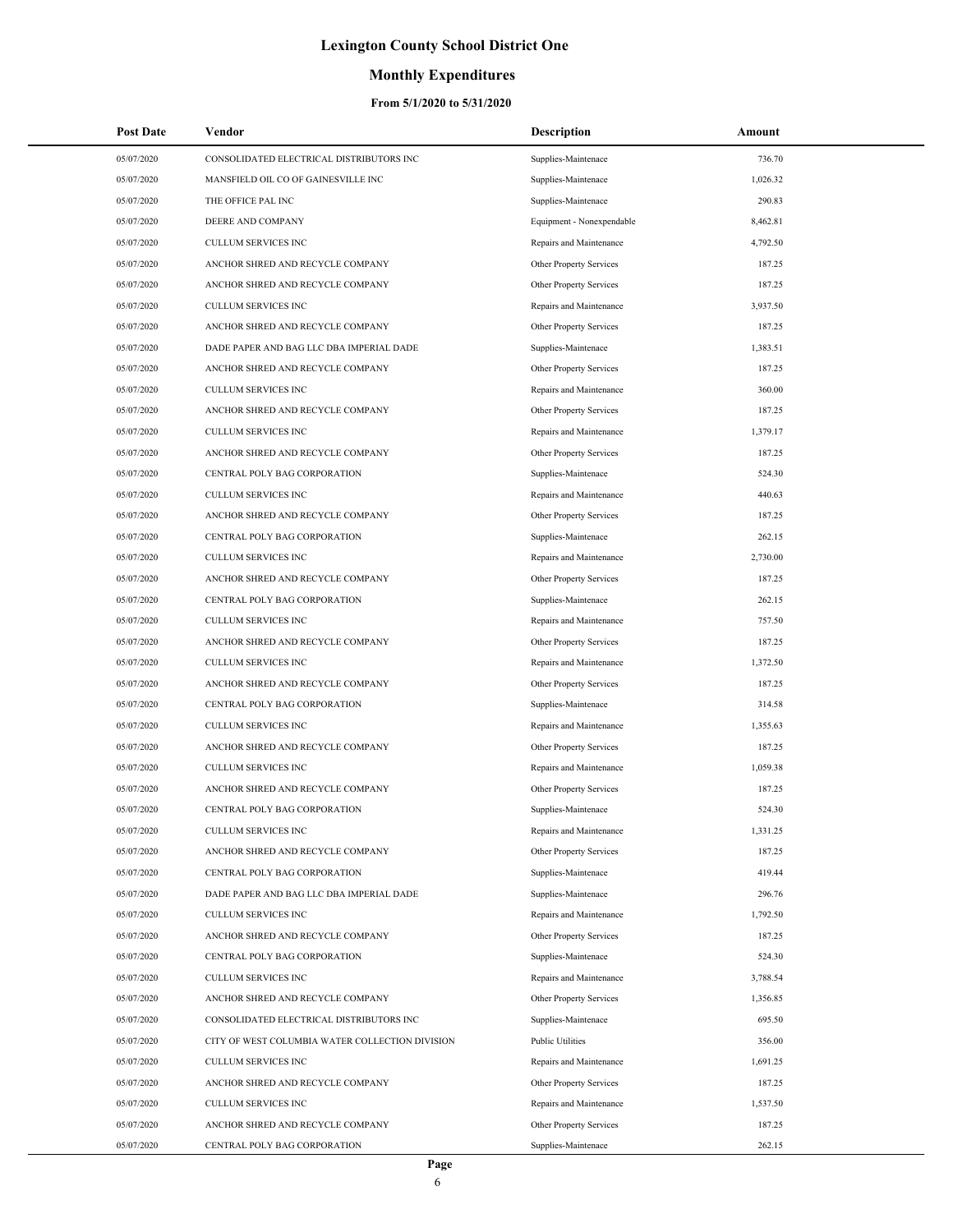# Lexington County School District One

## Monthly Expenditures

### From 5/1/2020 to 5/31/2020

| Post Date | Vendor | Description | Amount |
|---|---|---|---|
| 05/07/2020 | CONSOLIDATED ELECTRICAL DISTRIBUTORS INC | Supplies-Maintenace | 736.70 |
| 05/07/2020 | MANSFIELD OIL CO OF GAINESVILLE INC | Supplies-Maintenace | 1,026.32 |
| 05/07/2020 | THE OFFICE PAL INC | Supplies-Maintenace | 290.83 |
| 05/07/2020 | DEERE AND COMPANY | Equipment - Nonexpendable | 8,462.81 |
| 05/07/2020 | CULLUM SERVICES INC | Repairs and Maintenance | 4,792.50 |
| 05/07/2020 | ANCHOR SHRED AND RECYCLE COMPANY | Other Property Services | 187.25 |
| 05/07/2020 | ANCHOR SHRED AND RECYCLE COMPANY | Other Property Services | 187.25 |
| 05/07/2020 | CULLUM SERVICES INC | Repairs and Maintenance | 3,937.50 |
| 05/07/2020 | ANCHOR SHRED AND RECYCLE COMPANY | Other Property Services | 187.25 |
| 05/07/2020 | DADE PAPER AND BAG LLC DBA IMPERIAL DADE | Supplies-Maintenace | 1,383.51 |
| 05/07/2020 | ANCHOR SHRED AND RECYCLE COMPANY | Other Property Services | 187.25 |
| 05/07/2020 | CULLUM SERVICES INC | Repairs and Maintenance | 360.00 |
| 05/07/2020 | ANCHOR SHRED AND RECYCLE COMPANY | Other Property Services | 187.25 |
| 05/07/2020 | CULLUM SERVICES INC | Repairs and Maintenance | 1,379.17 |
| 05/07/2020 | ANCHOR SHRED AND RECYCLE COMPANY | Other Property Services | 187.25 |
| 05/07/2020 | CENTRAL POLY BAG CORPORATION | Supplies-Maintenace | 524.30 |
| 05/07/2020 | CULLUM SERVICES INC | Repairs and Maintenance | 440.63 |
| 05/07/2020 | ANCHOR SHRED AND RECYCLE COMPANY | Other Property Services | 187.25 |
| 05/07/2020 | CENTRAL POLY BAG CORPORATION | Supplies-Maintenace | 262.15 |
| 05/07/2020 | CULLUM SERVICES INC | Repairs and Maintenance | 2,730.00 |
| 05/07/2020 | ANCHOR SHRED AND RECYCLE COMPANY | Other Property Services | 187.25 |
| 05/07/2020 | CENTRAL POLY BAG CORPORATION | Supplies-Maintenace | 262.15 |
| 05/07/2020 | CULLUM SERVICES INC | Repairs and Maintenance | 757.50 |
| 05/07/2020 | ANCHOR SHRED AND RECYCLE COMPANY | Other Property Services | 187.25 |
| 05/07/2020 | CULLUM SERVICES INC | Repairs and Maintenance | 1,372.50 |
| 05/07/2020 | ANCHOR SHRED AND RECYCLE COMPANY | Other Property Services | 187.25 |
| 05/07/2020 | CENTRAL POLY BAG CORPORATION | Supplies-Maintenace | 314.58 |
| 05/07/2020 | CULLUM SERVICES INC | Repairs and Maintenance | 1,355.63 |
| 05/07/2020 | ANCHOR SHRED AND RECYCLE COMPANY | Other Property Services | 187.25 |
| 05/07/2020 | CULLUM SERVICES INC | Repairs and Maintenance | 1,059.38 |
| 05/07/2020 | ANCHOR SHRED AND RECYCLE COMPANY | Other Property Services | 187.25 |
| 05/07/2020 | CENTRAL POLY BAG CORPORATION | Supplies-Maintenace | 524.30 |
| 05/07/2020 | CULLUM SERVICES INC | Repairs and Maintenance | 1,331.25 |
| 05/07/2020 | ANCHOR SHRED AND RECYCLE COMPANY | Other Property Services | 187.25 |
| 05/07/2020 | CENTRAL POLY BAG CORPORATION | Supplies-Maintenace | 419.44 |
| 05/07/2020 | DADE PAPER AND BAG LLC DBA IMPERIAL DADE | Supplies-Maintenace | 296.76 |
| 05/07/2020 | CULLUM SERVICES INC | Repairs and Maintenance | 1,792.50 |
| 05/07/2020 | ANCHOR SHRED AND RECYCLE COMPANY | Other Property Services | 187.25 |
| 05/07/2020 | CENTRAL POLY BAG CORPORATION | Supplies-Maintenace | 524.30 |
| 05/07/2020 | CULLUM SERVICES INC | Repairs and Maintenance | 3,788.54 |
| 05/07/2020 | ANCHOR SHRED AND RECYCLE COMPANY | Other Property Services | 1,356.85 |
| 05/07/2020 | CONSOLIDATED ELECTRICAL DISTRIBUTORS INC | Supplies-Maintenace | 695.50 |
| 05/07/2020 | CITY OF WEST COLUMBIA WATER COLLECTION DIVISION | Public Utilities | 356.00 |
| 05/07/2020 | CULLUM SERVICES INC | Repairs and Maintenance | 1,691.25 |
| 05/07/2020 | ANCHOR SHRED AND RECYCLE COMPANY | Other Property Services | 187.25 |
| 05/07/2020 | CULLUM SERVICES INC | Repairs and Maintenance | 1,537.50 |
| 05/07/2020 | ANCHOR SHRED AND RECYCLE COMPANY | Other Property Services | 187.25 |
| 05/07/2020 | CENTRAL POLY BAG CORPORATION | Supplies-Maintenace | 262.15 |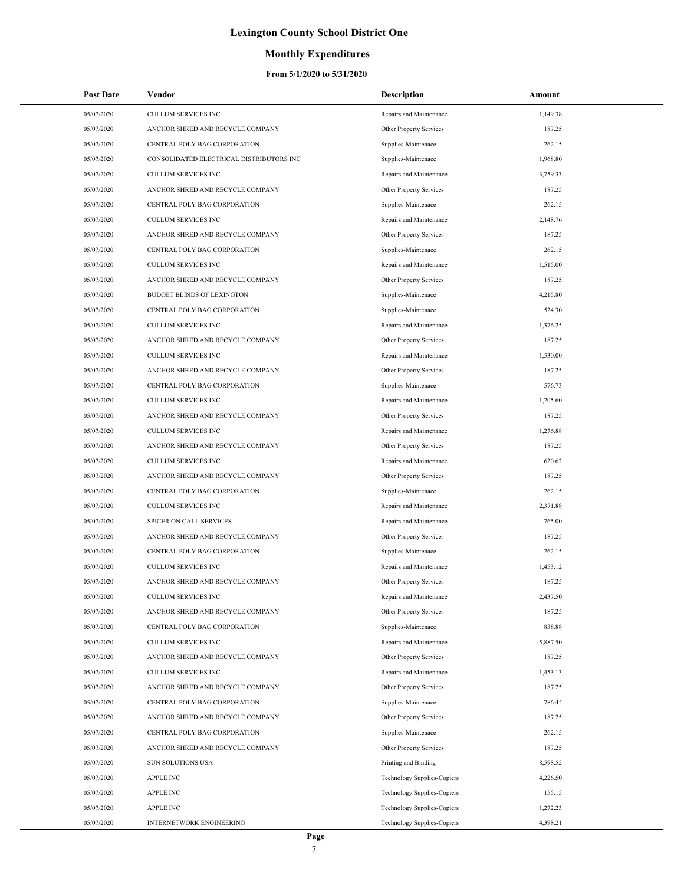# Lexington County School District One

## Monthly Expenditures

### From 5/1/2020 to 5/31/2020

| Post Date | Vendor | Description | Amount |
|---|---|---|---|
| 05/07/2020 | CULLUM SERVICES INC | Repairs and Maintenance | 1,149.38 |
| 05/07/2020 | ANCHOR SHRED AND RECYCLE COMPANY | Other Property Services | 187.25 |
| 05/07/2020 | CENTRAL POLY BAG CORPORATION | Supplies-Maintenace | 262.15 |
| 05/07/2020 | CONSOLIDATED ELECTRICAL DISTRIBUTORS INC | Supplies-Maintenace | 1,968.80 |
| 05/07/2020 | CULLUM SERVICES INC | Repairs and Maintenance | 3,759.33 |
| 05/07/2020 | ANCHOR SHRED AND RECYCLE COMPANY | Other Property Services | 187.25 |
| 05/07/2020 | CENTRAL POLY BAG CORPORATION | Supplies-Maintenace | 262.15 |
| 05/07/2020 | CULLUM SERVICES INC | Repairs and Maintenance | 2,148.76 |
| 05/07/2020 | ANCHOR SHRED AND RECYCLE COMPANY | Other Property Services | 187.25 |
| 05/07/2020 | CENTRAL POLY BAG CORPORATION | Supplies-Maintenace | 262.15 |
| 05/07/2020 | CULLUM SERVICES INC | Repairs and Maintenance | 1,515.00 |
| 05/07/2020 | ANCHOR SHRED AND RECYCLE COMPANY | Other Property Services | 187.25 |
| 05/07/2020 | BUDGET BLINDS OF LEXINGTON | Supplies-Maintenace | 4,215.80 |
| 05/07/2020 | CENTRAL POLY BAG CORPORATION | Supplies-Maintenace | 524.30 |
| 05/07/2020 | CULLUM SERVICES INC | Repairs and Maintenance | 1,376.25 |
| 05/07/2020 | ANCHOR SHRED AND RECYCLE COMPANY | Other Property Services | 187.25 |
| 05/07/2020 | CULLUM SERVICES INC | Repairs and Maintenance | 1,530.00 |
| 05/07/2020 | ANCHOR SHRED AND RECYCLE COMPANY | Other Property Services | 187.25 |
| 05/07/2020 | CENTRAL POLY BAG CORPORATION | Supplies-Maintenace | 576.73 |
| 05/07/2020 | CULLUM SERVICES INC | Repairs and Maintenance | 1,205.60 |
| 05/07/2020 | ANCHOR SHRED AND RECYCLE COMPANY | Other Property Services | 187.25 |
| 05/07/2020 | CULLUM SERVICES INC | Repairs and Maintenance | 1,276.88 |
| 05/07/2020 | ANCHOR SHRED AND RECYCLE COMPANY | Other Property Services | 187.25 |
| 05/07/2020 | CULLUM SERVICES INC | Repairs and Maintenance | 620.62 |
| 05/07/2020 | ANCHOR SHRED AND RECYCLE COMPANY | Other Property Services | 187.25 |
| 05/07/2020 | CENTRAL POLY BAG CORPORATION | Supplies-Maintenace | 262.15 |
| 05/07/2020 | CULLUM SERVICES INC | Repairs and Maintenance | 2,371.88 |
| 05/07/2020 | SPICER ON CALL SERVICES | Repairs and Maintenance | 765.00 |
| 05/07/2020 | ANCHOR SHRED AND RECYCLE COMPANY | Other Property Services | 187.25 |
| 05/07/2020 | CENTRAL POLY BAG CORPORATION | Supplies-Maintenace | 262.15 |
| 05/07/2020 | CULLUM SERVICES INC | Repairs and Maintenance | 1,453.12 |
| 05/07/2020 | ANCHOR SHRED AND RECYCLE COMPANY | Other Property Services | 187.25 |
| 05/07/2020 | CULLUM SERVICES INC | Repairs and Maintenance | 2,437.50 |
| 05/07/2020 | ANCHOR SHRED AND RECYCLE COMPANY | Other Property Services | 187.25 |
| 05/07/2020 | CENTRAL POLY BAG CORPORATION | Supplies-Maintenace | 838.88 |
| 05/07/2020 | CULLUM SERVICES INC | Repairs and Maintenance | 5,887.50 |
| 05/07/2020 | ANCHOR SHRED AND RECYCLE COMPANY | Other Property Services | 187.25 |
| 05/07/2020 | CULLUM SERVICES INC | Repairs and Maintenance | 1,453.13 |
| 05/07/2020 | ANCHOR SHRED AND RECYCLE COMPANY | Other Property Services | 187.25 |
| 05/07/2020 | CENTRAL POLY BAG CORPORATION | Supplies-Maintenace | 786.45 |
| 05/07/2020 | ANCHOR SHRED AND RECYCLE COMPANY | Other Property Services | 187.25 |
| 05/07/2020 | CENTRAL POLY BAG CORPORATION | Supplies-Maintenace | 262.15 |
| 05/07/2020 | ANCHOR SHRED AND RECYCLE COMPANY | Other Property Services | 187.25 |
| 05/07/2020 | SUN SOLUTIONS USA | Printing and Binding | 8,598.52 |
| 05/07/2020 | APPLE INC | Technology Supplies-Copiers | 4,226.50 |
| 05/07/2020 | APPLE INC | Technology Supplies-Copiers | 155.15 |
| 05/07/2020 | APPLE INC | Technology Supplies-Copiers | 1,272.23 |
| 05/07/2020 | INTERNETWORK ENGINEERING | Technology Supplies-Copiers | 4,398.21 |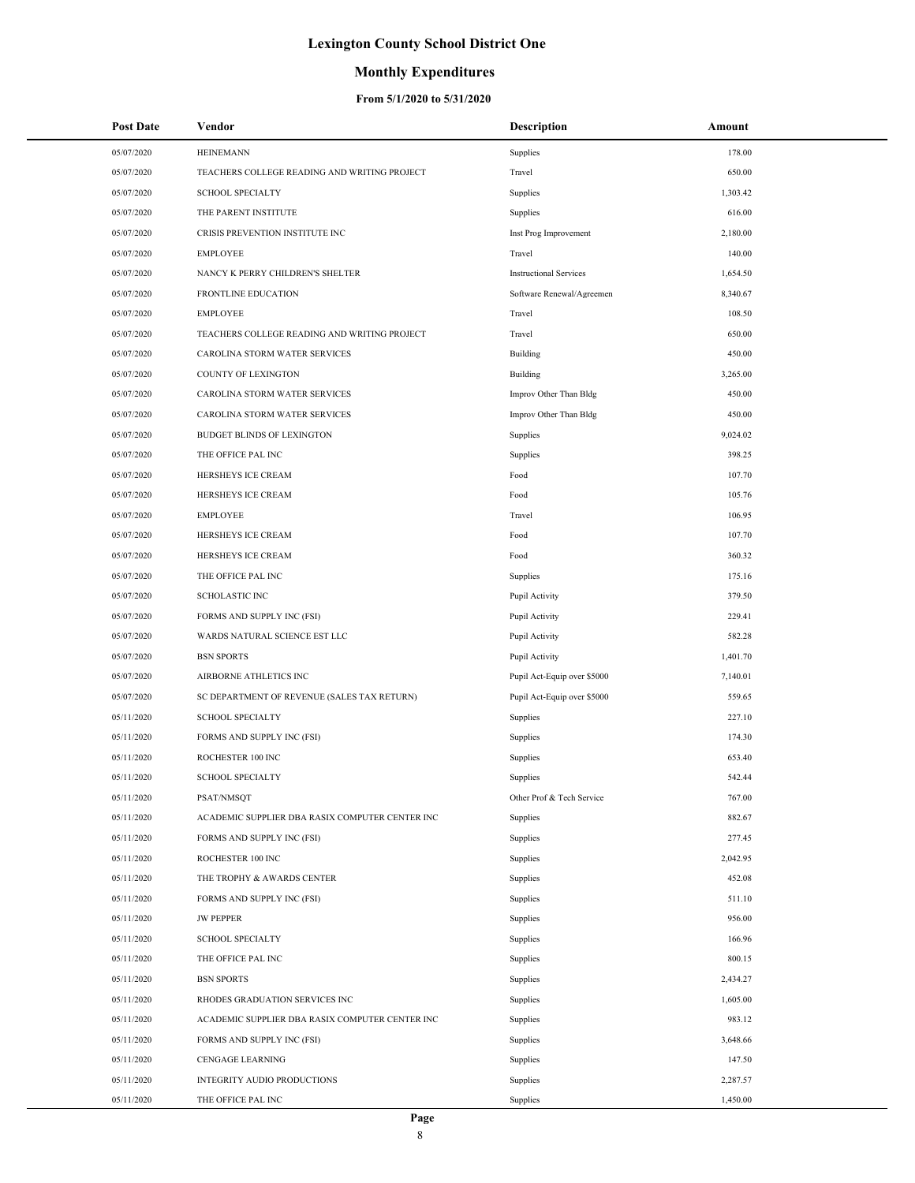# Lexington County School District One

## Monthly Expenditures

### From 5/1/2020 to 5/31/2020

| Post Date | Vendor | Description | Amount |
|---|---|---|---|
| 05/07/2020 | HEINEMANN | Supplies | 178.00 |
| 05/07/2020 | TEACHERS COLLEGE READING AND WRITING PROJECT | Travel | 650.00 |
| 05/07/2020 | SCHOOL SPECIALTY | Supplies | 1,303.42 |
| 05/07/2020 | THE PARENT INSTITUTE | Supplies | 616.00 |
| 05/07/2020 | CRISIS PREVENTION INSTITUTE INC | Inst Prog Improvement | 2,180.00 |
| 05/07/2020 | EMPLOYEE | Travel | 140.00 |
| 05/07/2020 | NANCY K PERRY CHILDREN'S SHELTER | Instructional Services | 1,654.50 |
| 05/07/2020 | FRONTLINE EDUCATION | Software Renewal/Agreemen | 8,340.67 |
| 05/07/2020 | EMPLOYEE | Travel | 108.50 |
| 05/07/2020 | TEACHERS COLLEGE READING AND WRITING PROJECT | Travel | 650.00 |
| 05/07/2020 | CAROLINA STORM WATER SERVICES | Building | 450.00 |
| 05/07/2020 | COUNTY OF LEXINGTON | Building | 3,265.00 |
| 05/07/2020 | CAROLINA STORM WATER SERVICES | Improv Other Than Bldg | 450.00 |
| 05/07/2020 | CAROLINA STORM WATER SERVICES | Improv Other Than Bldg | 450.00 |
| 05/07/2020 | BUDGET BLINDS OF LEXINGTON | Supplies | 9,024.02 |
| 05/07/2020 | THE OFFICE PAL INC | Supplies | 398.25 |
| 05/07/2020 | HERSHEYS ICE CREAM | Food | 107.70 |
| 05/07/2020 | HERSHEYS ICE CREAM | Food | 105.76 |
| 05/07/2020 | EMPLOYEE | Travel | 106.95 |
| 05/07/2020 | HERSHEYS ICE CREAM | Food | 107.70 |
| 05/07/2020 | HERSHEYS ICE CREAM | Food | 360.32 |
| 05/07/2020 | THE OFFICE PAL INC | Supplies | 175.16 |
| 05/07/2020 | SCHOLASTIC INC | Pupil Activity | 379.50 |
| 05/07/2020 | FORMS AND SUPPLY INC (FSI) | Pupil Activity | 229.41 |
| 05/07/2020 | WARDS NATURAL SCIENCE EST LLC | Pupil Activity | 582.28 |
| 05/07/2020 | BSN SPORTS | Pupil Activity | 1,401.70 |
| 05/07/2020 | AIRBORNE ATHLETICS INC | Pupil Act-Equip over $5000 | 7,140.01 |
| 05/07/2020 | SC DEPARTMENT OF REVENUE (SALES TAX RETURN) | Pupil Act-Equip over $5000 | 559.65 |
| 05/11/2020 | SCHOOL SPECIALTY | Supplies | 227.10 |
| 05/11/2020 | FORMS AND SUPPLY INC (FSI) | Supplies | 174.30 |
| 05/11/2020 | ROCHESTER 100 INC | Supplies | 653.40 |
| 05/11/2020 | SCHOOL SPECIALTY | Supplies | 542.44 |
| 05/11/2020 | PSAT/NMSQT | Other Prof & Tech Service | 767.00 |
| 05/11/2020 | ACADEMIC SUPPLIER DBA RASIX COMPUTER CENTER INC | Supplies | 882.67 |
| 05/11/2020 | FORMS AND SUPPLY INC (FSI) | Supplies | 277.45 |
| 05/11/2020 | ROCHESTER 100 INC | Supplies | 2,042.95 |
| 05/11/2020 | THE TROPHY & AWARDS CENTER | Supplies | 452.08 |
| 05/11/2020 | FORMS AND SUPPLY INC (FSI) | Supplies | 511.10 |
| 05/11/2020 | JW PEPPER | Supplies | 956.00 |
| 05/11/2020 | SCHOOL SPECIALTY | Supplies | 166.96 |
| 05/11/2020 | THE OFFICE PAL INC | Supplies | 800.15 |
| 05/11/2020 | BSN SPORTS | Supplies | 2,434.27 |
| 05/11/2020 | RHODES GRADUATION SERVICES INC | Supplies | 1,605.00 |
| 05/11/2020 | ACADEMIC SUPPLIER DBA RASIX COMPUTER CENTER INC | Supplies | 983.12 |
| 05/11/2020 | FORMS AND SUPPLY INC (FSI) | Supplies | 3,648.66 |
| 05/11/2020 | CENGAGE LEARNING | Supplies | 147.50 |
| 05/11/2020 | INTEGRITY AUDIO PRODUCTIONS | Supplies | 2,287.57 |
| 05/11/2020 | THE OFFICE PAL INC | Supplies | 1,450.00 |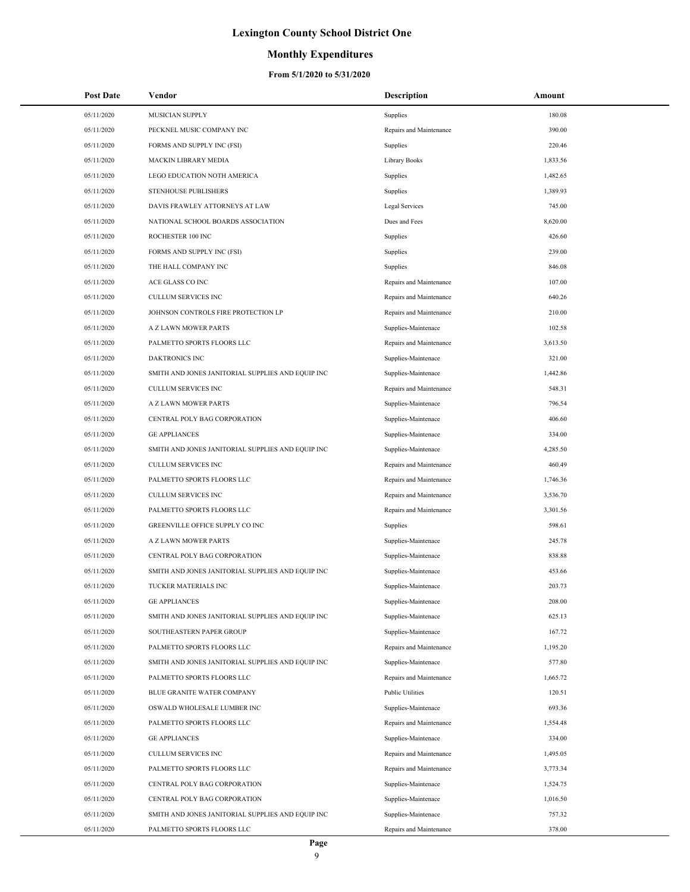# Lexington County School District One

## Monthly Expenditures

### From 5/1/2020 to 5/31/2020

| Post Date | Vendor | Description | Amount |
|---|---|---|---|
| 05/11/2020 | MUSICIAN SUPPLY | Supplies | 180.08 |
| 05/11/2020 | PECKNEL MUSIC COMPANY INC | Repairs and Maintenance | 390.00 |
| 05/11/2020 | FORMS AND SUPPLY INC (FSI) | Supplies | 220.46 |
| 05/11/2020 | MACKIN LIBRARY MEDIA | Library Books | 1,833.56 |
| 05/11/2020 | LEGO EDUCATION NOTH AMERICA | Supplies | 1,482.65 |
| 05/11/2020 | STENHOUSE PUBLISHERS | Supplies | 1,389.93 |
| 05/11/2020 | DAVIS FRAWLEY ATTORNEYS AT LAW | Legal Services | 745.00 |
| 05/11/2020 | NATIONAL SCHOOL BOARDS ASSOCIATION | Dues and Fees | 8,620.00 |
| 05/11/2020 | ROCHESTER 100 INC | Supplies | 426.60 |
| 05/11/2020 | FORMS AND SUPPLY INC (FSI) | Supplies | 239.00 |
| 05/11/2020 | THE HALL COMPANY INC | Supplies | 846.08 |
| 05/11/2020 | ACE GLASS CO INC | Repairs and Maintenance | 107.00 |
| 05/11/2020 | CULLUM SERVICES INC | Repairs and Maintenance | 640.26 |
| 05/11/2020 | JOHNSON CONTROLS FIRE PROTECTION LP | Repairs and Maintenance | 210.00 |
| 05/11/2020 | A Z LAWN MOWER PARTS | Supplies-Maintenace | 102.58 |
| 05/11/2020 | PALMETTO SPORTS FLOORS LLC | Repairs and Maintenance | 3,613.50 |
| 05/11/2020 | DAKTRONICS INC | Supplies-Maintenace | 321.00 |
| 05/11/2020 | SMITH AND JONES JANITORIAL SUPPLIES AND EQUIP INC | Supplies-Maintenace | 1,442.86 |
| 05/11/2020 | CULLUM SERVICES INC | Repairs and Maintenance | 548.31 |
| 05/11/2020 | A Z LAWN MOWER PARTS | Supplies-Maintenace | 796.54 |
| 05/11/2020 | CENTRAL POLY BAG CORPORATION | Supplies-Maintenace | 406.60 |
| 05/11/2020 | GE APPLIANCES | Supplies-Maintenace | 334.00 |
| 05/11/2020 | SMITH AND JONES JANITORIAL SUPPLIES AND EQUIP INC | Supplies-Maintenace | 4,285.50 |
| 05/11/2020 | CULLUM SERVICES INC | Repairs and Maintenance | 460.49 |
| 05/11/2020 | PALMETTO SPORTS FLOORS LLC | Repairs and Maintenance | 1,746.36 |
| 05/11/2020 | CULLUM SERVICES INC | Repairs and Maintenance | 3,536.70 |
| 05/11/2020 | PALMETTO SPORTS FLOORS LLC | Repairs and Maintenance | 3,301.56 |
| 05/11/2020 | GREENVILLE OFFICE SUPPLY CO INC | Supplies | 598.61 |
| 05/11/2020 | A Z LAWN MOWER PARTS | Supplies-Maintenace | 245.78 |
| 05/11/2020 | CENTRAL POLY BAG CORPORATION | Supplies-Maintenace | 838.88 |
| 05/11/2020 | SMITH AND JONES JANITORIAL SUPPLIES AND EQUIP INC | Supplies-Maintenace | 453.66 |
| 05/11/2020 | TUCKER MATERIALS INC | Supplies-Maintenace | 203.73 |
| 05/11/2020 | GE APPLIANCES | Supplies-Maintenace | 208.00 |
| 05/11/2020 | SMITH AND JONES JANITORIAL SUPPLIES AND EQUIP INC | Supplies-Maintenace | 625.13 |
| 05/11/2020 | SOUTHEASTERN PAPER GROUP | Supplies-Maintenace | 167.72 |
| 05/11/2020 | PALMETTO SPORTS FLOORS LLC | Repairs and Maintenance | 1,195.20 |
| 05/11/2020 | SMITH AND JONES JANITORIAL SUPPLIES AND EQUIP INC | Supplies-Maintenace | 577.80 |
| 05/11/2020 | PALMETTO SPORTS FLOORS LLC | Repairs and Maintenance | 1,665.72 |
| 05/11/2020 | BLUE GRANITE WATER COMPANY | Public Utilities | 120.51 |
| 05/11/2020 | OSWALD WHOLESALE LUMBER INC | Supplies-Maintenace | 693.36 |
| 05/11/2020 | PALMETTO SPORTS FLOORS LLC | Repairs and Maintenance | 1,554.48 |
| 05/11/2020 | GE APPLIANCES | Supplies-Maintenace | 334.00 |
| 05/11/2020 | CULLUM SERVICES INC | Repairs and Maintenance | 1,495.05 |
| 05/11/2020 | PALMETTO SPORTS FLOORS LLC | Repairs and Maintenance | 3,773.34 |
| 05/11/2020 | CENTRAL POLY BAG CORPORATION | Supplies-Maintenace | 1,524.75 |
| 05/11/2020 | CENTRAL POLY BAG CORPORATION | Supplies-Maintenace | 1,016.50 |
| 05/11/2020 | SMITH AND JONES JANITORIAL SUPPLIES AND EQUIP INC | Supplies-Maintenace | 757.32 |
| 05/11/2020 | PALMETTO SPORTS FLOORS LLC | Repairs and Maintenance | 378.00 |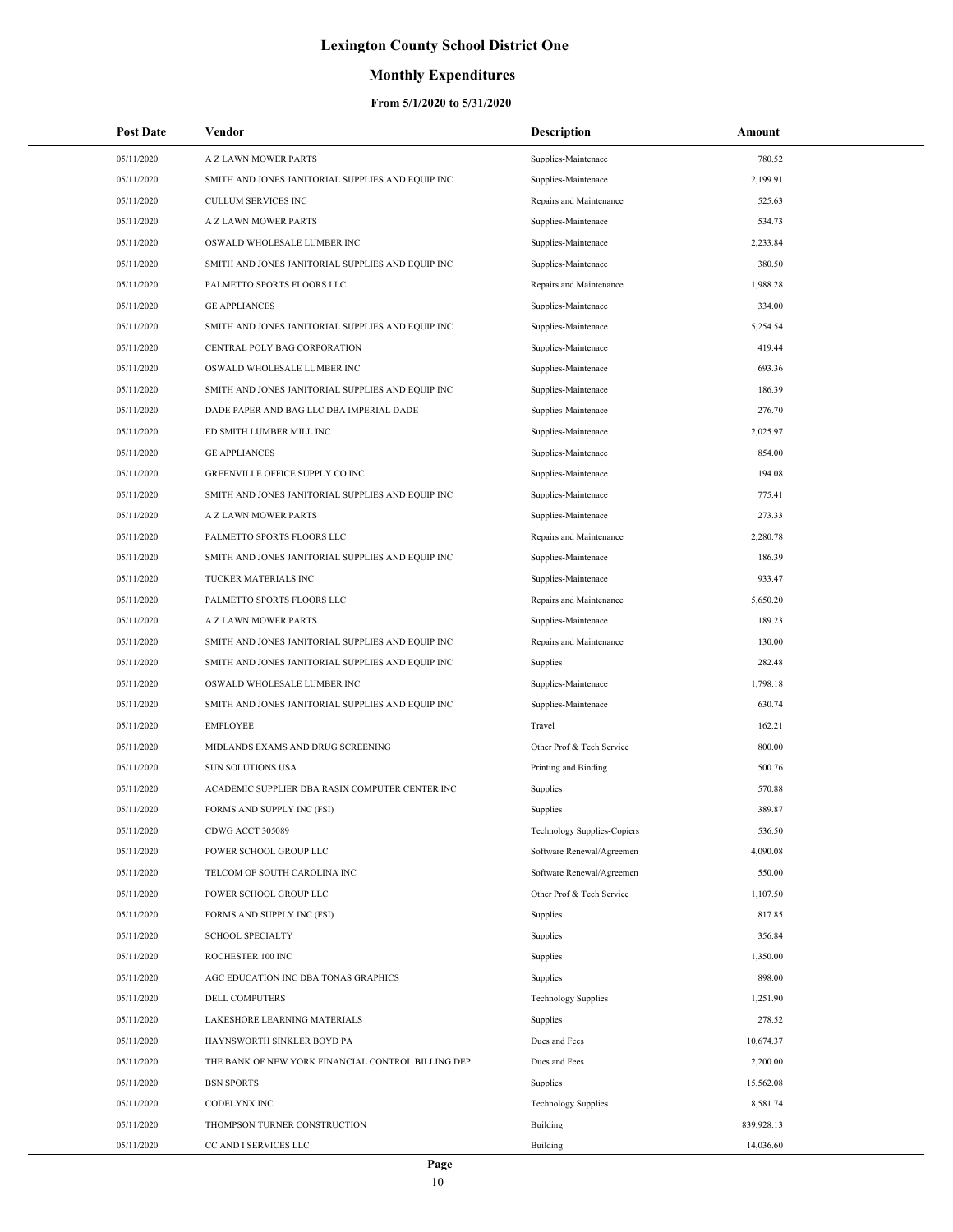# Lexington County School District One

## Monthly Expenditures

### From 5/1/2020 to 5/31/2020

| Post Date | Vendor | Description | Amount |
|---|---|---|---|
| 05/11/2020 | A Z LAWN MOWER PARTS | Supplies-Maintenace | 780.52 |
| 05/11/2020 | SMITH AND JONES JANITORIAL SUPPLIES AND EQUIP INC | Supplies-Maintenace | 2,199.91 |
| 05/11/2020 | CULLUM SERVICES INC | Repairs and Maintenance | 525.63 |
| 05/11/2020 | A Z LAWN MOWER PARTS | Supplies-Maintenace | 534.73 |
| 05/11/2020 | OSWALD WHOLESALE LUMBER INC | Supplies-Maintenace | 2,233.84 |
| 05/11/2020 | SMITH AND JONES JANITORIAL SUPPLIES AND EQUIP INC | Supplies-Maintenace | 380.50 |
| 05/11/2020 | PALMETTO SPORTS FLOORS LLC | Repairs and Maintenance | 1,988.28 |
| 05/11/2020 | GE APPLIANCES | Supplies-Maintenace | 334.00 |
| 05/11/2020 | SMITH AND JONES JANITORIAL SUPPLIES AND EQUIP INC | Supplies-Maintenace | 5,254.54 |
| 05/11/2020 | CENTRAL POLY BAG CORPORATION | Supplies-Maintenace | 419.44 |
| 05/11/2020 | OSWALD WHOLESALE LUMBER INC | Supplies-Maintenace | 693.36 |
| 05/11/2020 | SMITH AND JONES JANITORIAL SUPPLIES AND EQUIP INC | Supplies-Maintenace | 186.39 |
| 05/11/2020 | DADE PAPER AND BAG LLC DBA IMPERIAL DADE | Supplies-Maintenace | 276.70 |
| 05/11/2020 | ED SMITH LUMBER MILL INC | Supplies-Maintenace | 2,025.97 |
| 05/11/2020 | GE APPLIANCES | Supplies-Maintenace | 854.00 |
| 05/11/2020 | GREENVILLE OFFICE SUPPLY CO INC | Supplies-Maintenace | 194.08 |
| 05/11/2020 | SMITH AND JONES JANITORIAL SUPPLIES AND EQUIP INC | Supplies-Maintenace | 775.41 |
| 05/11/2020 | A Z LAWN MOWER PARTS | Supplies-Maintenace | 273.33 |
| 05/11/2020 | PALMETTO SPORTS FLOORS LLC | Repairs and Maintenance | 2,280.78 |
| 05/11/2020 | SMITH AND JONES JANITORIAL SUPPLIES AND EQUIP INC | Supplies-Maintenace | 186.39 |
| 05/11/2020 | TUCKER MATERIALS INC | Supplies-Maintenace | 933.47 |
| 05/11/2020 | PALMETTO SPORTS FLOORS LLC | Repairs and Maintenance | 5,650.20 |
| 05/11/2020 | A Z LAWN MOWER PARTS | Supplies-Maintenace | 189.23 |
| 05/11/2020 | SMITH AND JONES JANITORIAL SUPPLIES AND EQUIP INC | Repairs and Maintenance | 130.00 |
| 05/11/2020 | SMITH AND JONES JANITORIAL SUPPLIES AND EQUIP INC | Supplies | 282.48 |
| 05/11/2020 | OSWALD WHOLESALE LUMBER INC | Supplies-Maintenace | 1,798.18 |
| 05/11/2020 | SMITH AND JONES JANITORIAL SUPPLIES AND EQUIP INC | Supplies-Maintenace | 630.74 |
| 05/11/2020 | EMPLOYEE | Travel | 162.21 |
| 05/11/2020 | MIDLANDS EXAMS AND DRUG SCREENING | Other Prof & Tech Service | 800.00 |
| 05/11/2020 | SUN SOLUTIONS USA | Printing and Binding | 500.76 |
| 05/11/2020 | ACADEMIC SUPPLIER DBA RASIX COMPUTER CENTER INC | Supplies | 570.88 |
| 05/11/2020 | FORMS AND SUPPLY INC (FSI) | Supplies | 389.87 |
| 05/11/2020 | CDWG ACCT 305089 | Technology Supplies-Copiers | 536.50 |
| 05/11/2020 | POWER SCHOOL GROUP LLC | Software Renewal/Agreemen | 4,090.08 |
| 05/11/2020 | TELCOM OF SOUTH CAROLINA INC | Software Renewal/Agreemen | 550.00 |
| 05/11/2020 | POWER SCHOOL GROUP LLC | Other Prof & Tech Service | 1,107.50 |
| 05/11/2020 | FORMS AND SUPPLY INC (FSI) | Supplies | 817.85 |
| 05/11/2020 | SCHOOL SPECIALTY | Supplies | 356.84 |
| 05/11/2020 | ROCHESTER 100 INC | Supplies | 1,350.00 |
| 05/11/2020 | AGC EDUCATION INC DBA TONAS GRAPHICS | Supplies | 898.00 |
| 05/11/2020 | DELL COMPUTERS | Technology Supplies | 1,251.90 |
| 05/11/2020 | LAKESHORE LEARNING MATERIALS | Supplies | 278.52 |
| 05/11/2020 | HAYNSWORTH SINKLER BOYD PA | Dues and Fees | 10,674.37 |
| 05/11/2020 | THE BANK OF NEW YORK FINANCIAL CONTROL BILLING DEP | Dues and Fees | 2,200.00 |
| 05/11/2020 | BSN SPORTS | Supplies | 15,562.08 |
| 05/11/2020 | CODELYNX INC | Technology Supplies | 8,581.74 |
| 05/11/2020 | THOMPSON TURNER CONSTRUCTION | Building | 839,928.13 |
| 05/11/2020 | CC AND I SERVICES LLC | Building | 14,036.60 |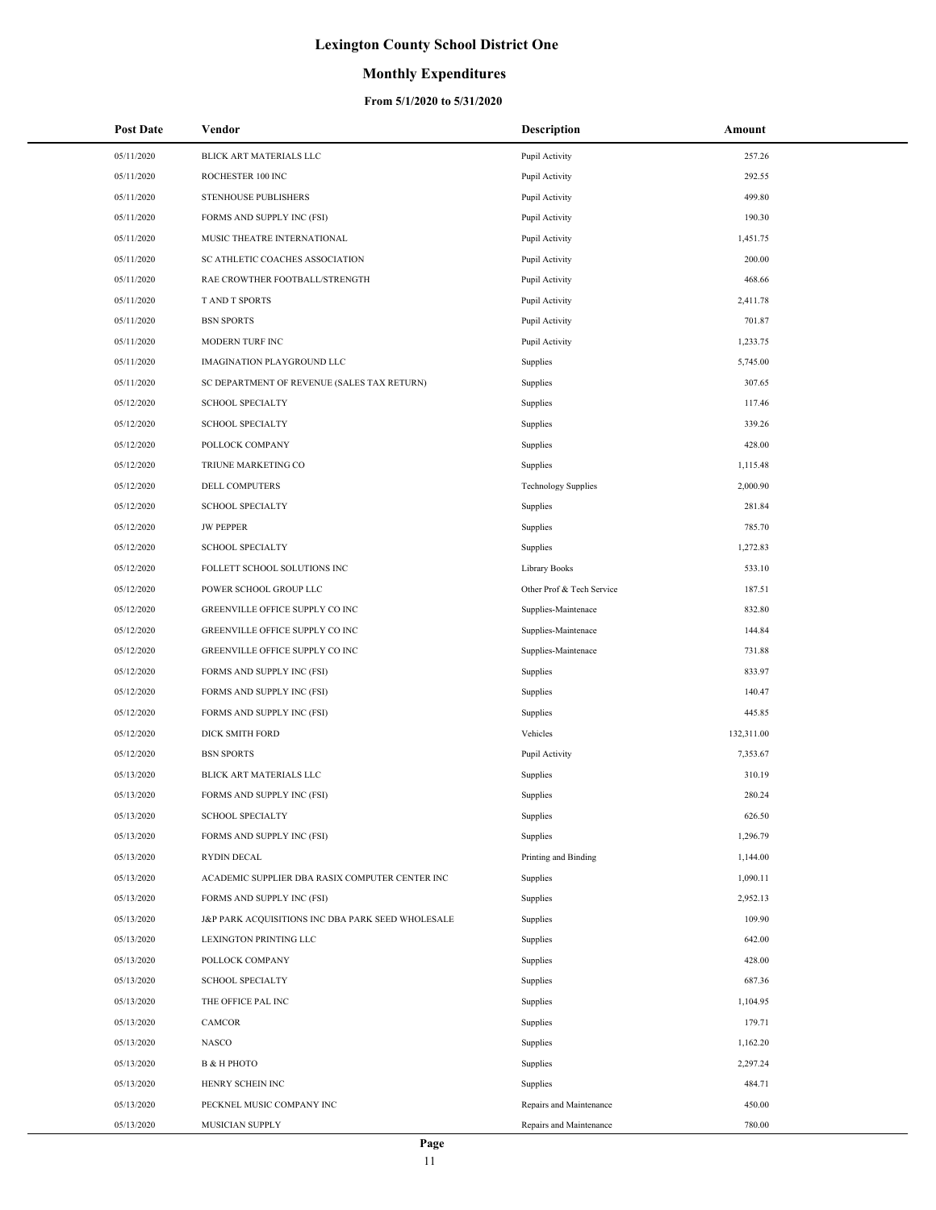# Lexington County School District One

## Monthly Expenditures

### From 5/1/2020 to 5/31/2020

| Post Date | Vendor | Description | Amount |
|---|---|---|---|
| 05/11/2020 | BLICK ART MATERIALS LLC | Pupil Activity | 257.26 |
| 05/11/2020 | ROCHESTER 100 INC | Pupil Activity | 292.55 |
| 05/11/2020 | STENHOUSE PUBLISHERS | Pupil Activity | 499.80 |
| 05/11/2020 | FORMS AND SUPPLY INC (FSI) | Pupil Activity | 190.30 |
| 05/11/2020 | MUSIC THEATRE INTERNATIONAL | Pupil Activity | 1,451.75 |
| 05/11/2020 | SC ATHLETIC COACHES ASSOCIATION | Pupil Activity | 200.00 |
| 05/11/2020 | RAE CROWTHER FOOTBALL/STRENGTH | Pupil Activity | 468.66 |
| 05/11/2020 | T AND T SPORTS | Pupil Activity | 2,411.78 |
| 05/11/2020 | BSN SPORTS | Pupil Activity | 701.87 |
| 05/11/2020 | MODERN TURF INC | Pupil Activity | 1,233.75 |
| 05/11/2020 | IMAGINATION PLAYGROUND LLC | Supplies | 5,745.00 |
| 05/11/2020 | SC DEPARTMENT OF REVENUE (SALES TAX RETURN) | Supplies | 307.65 |
| 05/12/2020 | SCHOOL SPECIALTY | Supplies | 117.46 |
| 05/12/2020 | SCHOOL SPECIALTY | Supplies | 339.26 |
| 05/12/2020 | POLLOCK COMPANY | Supplies | 428.00 |
| 05/12/2020 | TRIUNE MARKETING CO | Supplies | 1,115.48 |
| 05/12/2020 | DELL COMPUTERS | Technology Supplies | 2,000.90 |
| 05/12/2020 | SCHOOL SPECIALTY | Supplies | 281.84 |
| 05/12/2020 | JW PEPPER | Supplies | 785.70 |
| 05/12/2020 | SCHOOL SPECIALTY | Supplies | 1,272.83 |
| 05/12/2020 | FOLLETT SCHOOL SOLUTIONS INC | Library Books | 533.10 |
| 05/12/2020 | POWER SCHOOL GROUP LLC | Other Prof & Tech Service | 187.51 |
| 05/12/2020 | GREENVILLE OFFICE SUPPLY CO INC | Supplies-Maintenace | 832.80 |
| 05/12/2020 | GREENVILLE OFFICE SUPPLY CO INC | Supplies-Maintenace | 144.84 |
| 05/12/2020 | GREENVILLE OFFICE SUPPLY CO INC | Supplies-Maintenace | 731.88 |
| 05/12/2020 | FORMS AND SUPPLY INC (FSI) | Supplies | 833.97 |
| 05/12/2020 | FORMS AND SUPPLY INC (FSI) | Supplies | 140.47 |
| 05/12/2020 | FORMS AND SUPPLY INC (FSI) | Supplies | 445.85 |
| 05/12/2020 | DICK SMITH FORD | Vehicles | 132,311.00 |
| 05/12/2020 | BSN SPORTS | Pupil Activity | 7,353.67 |
| 05/13/2020 | BLICK ART MATERIALS LLC | Supplies | 310.19 |
| 05/13/2020 | FORMS AND SUPPLY INC (FSI) | Supplies | 280.24 |
| 05/13/2020 | SCHOOL SPECIALTY | Supplies | 626.50 |
| 05/13/2020 | FORMS AND SUPPLY INC (FSI) | Supplies | 1,296.79 |
| 05/13/2020 | RYDIN DECAL | Printing and Binding | 1,144.00 |
| 05/13/2020 | ACADEMIC SUPPLIER DBA RASIX COMPUTER CENTER INC | Supplies | 1,090.11 |
| 05/13/2020 | FORMS AND SUPPLY INC (FSI) | Supplies | 2,952.13 |
| 05/13/2020 | J&P PARK ACQUISITIONS INC DBA PARK SEED WHOLESALE | Supplies | 109.90 |
| 05/13/2020 | LEXINGTON PRINTING LLC | Supplies | 642.00 |
| 05/13/2020 | POLLOCK COMPANY | Supplies | 428.00 |
| 05/13/2020 | SCHOOL SPECIALTY | Supplies | 687.36 |
| 05/13/2020 | THE OFFICE PAL INC | Supplies | 1,104.95 |
| 05/13/2020 | CAMCOR | Supplies | 179.71 |
| 05/13/2020 | NASCO | Supplies | 1,162.20 |
| 05/13/2020 | B & H PHOTO | Supplies | 2,297.24 |
| 05/13/2020 | HENRY SCHEIN INC | Supplies | 484.71 |
| 05/13/2020 | PECKNEL MUSIC COMPANY INC | Repairs and Maintenance | 450.00 |
| 05/13/2020 | MUSICIAN SUPPLY | Repairs and Maintenance | 780.00 |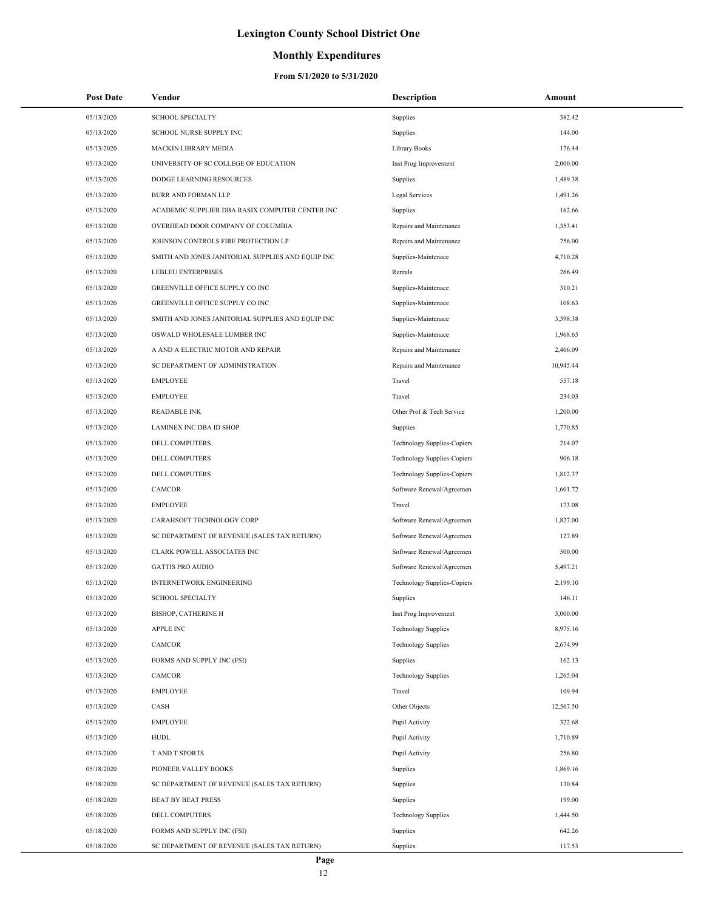# Lexington County School District One

## Monthly Expenditures

### From 5/1/2020 to 5/31/2020

| Post Date | Vendor | Description | Amount |
|---|---|---|---|
| 05/13/2020 | SCHOOL SPECIALTY | Supplies | 382.42 |
| 05/13/2020 | SCHOOL NURSE SUPPLY INC | Supplies | 144.00 |
| 05/13/2020 | MACKIN LIBRARY MEDIA | Library Books | 176.44 |
| 05/13/2020 | UNIVERSITY OF SC COLLEGE OF EDUCATION | Inst Prog Improvement | 2,000.00 |
| 05/13/2020 | DODGE LEARNING RESOURCES | Supplies | 1,489.38 |
| 05/13/2020 | BURR AND FORMAN LLP | Legal Services | 1,491.26 |
| 05/13/2020 | ACADEMIC SUPPLIER DBA RASIX COMPUTER CENTER INC | Supplies | 162.66 |
| 05/13/2020 | OVERHEAD DOOR COMPANY OF COLUMBIA | Repairs and Maintenance | 1,353.41 |
| 05/13/2020 | JOHNSON CONTROLS FIRE PROTECTION LP | Repairs and Maintenance | 756.00 |
| 05/13/2020 | SMITH AND JONES JANITORIAL SUPPLIES AND EQUIP INC | Supplies-Maintenace | 4,710.28 |
| 05/13/2020 | LEBLEU ENTERPRISES | Rentals | 266.49 |
| 05/13/2020 | GREENVILLE OFFICE SUPPLY CO INC | Supplies-Maintenace | 310.21 |
| 05/13/2020 | GREENVILLE OFFICE SUPPLY CO INC | Supplies-Maintenace | 108.63 |
| 05/13/2020 | SMITH AND JONES JANITORIAL SUPPLIES AND EQUIP INC | Supplies-Maintenace | 3,398.38 |
| 05/13/2020 | OSWALD WHOLESALE LUMBER INC | Supplies-Maintenace | 1,968.65 |
| 05/13/2020 | A AND A ELECTRIC MOTOR AND REPAIR | Repairs and Maintenance | 2,466.09 |
| 05/13/2020 | SC DEPARTMENT OF ADMINISTRATION | Repairs and Maintenance | 10,945.44 |
| 05/13/2020 | EMPLOYEE | Travel | 557.18 |
| 05/13/2020 | EMPLOYEE | Travel | 234.03 |
| 05/13/2020 | READABLE INK | Other Prof & Tech Service | 1,200.00 |
| 05/13/2020 | LAMINEX INC DBA ID SHOP | Supplies | 1,770.85 |
| 05/13/2020 | DELL COMPUTERS | Technology Supplies-Copiers | 214.07 |
| 05/13/2020 | DELL COMPUTERS | Technology Supplies-Copiers | 906.18 |
| 05/13/2020 | DELL COMPUTERS | Technology Supplies-Copiers | 1,812.37 |
| 05/13/2020 | CAMCOR | Software Renewal/Agreemen | 1,601.72 |
| 05/13/2020 | EMPLOYEE | Travel | 173.08 |
| 05/13/2020 | CARAHSOFT TECHNOLOGY CORP | Software Renewal/Agreemen | 1,827.00 |
| 05/13/2020 | SC DEPARTMENT OF REVENUE (SALES TAX RETURN) | Software Renewal/Agreemen | 127.89 |
| 05/13/2020 | CLARK POWELL ASSOCIATES INC | Software Renewal/Agreemen | 500.00 |
| 05/13/2020 | GATTIS PRO AUDIO | Software Renewal/Agreemen | 5,497.21 |
| 05/13/2020 | INTERNETWORK ENGINEERING | Technology Supplies-Copiers | 2,199.10 |
| 05/13/2020 | SCHOOL SPECIALTY | Supplies | 146.11 |
| 05/13/2020 | BISHOP, CATHERINE H | Inst Prog Improvement | 3,000.00 |
| 05/13/2020 | APPLE INC | Technology Supplies | 8,975.16 |
| 05/13/2020 | CAMCOR | Technology Supplies | 2,674.99 |
| 05/13/2020 | FORMS AND SUPPLY INC (FSI) | Supplies | 162.13 |
| 05/13/2020 | CAMCOR | Technology Supplies | 1,265.04 |
| 05/13/2020 | EMPLOYEE | Travel | 109.94 |
| 05/13/2020 | CASH | Other Objects | 12,567.50 |
| 05/13/2020 | EMPLOYEE | Pupil Activity | 322.68 |
| 05/13/2020 | HUDL | Pupil Activity | 1,710.89 |
| 05/13/2020 | T AND T SPORTS | Pupil Activity | 256.80 |
| 05/18/2020 | PIONEER VALLEY BOOKS | Supplies | 1,869.16 |
| 05/18/2020 | SC DEPARTMENT OF REVENUE (SALES TAX RETURN) | Supplies | 130.84 |
| 05/18/2020 | BEAT BY BEAT PRESS | Supplies | 199.00 |
| 05/18/2020 | DELL COMPUTERS | Technology Supplies | 1,444.50 |
| 05/18/2020 | FORMS AND SUPPLY INC (FSI) | Supplies | 642.26 |
| 05/18/2020 | SC DEPARTMENT OF REVENUE (SALES TAX RETURN) | Supplies | 117.53 |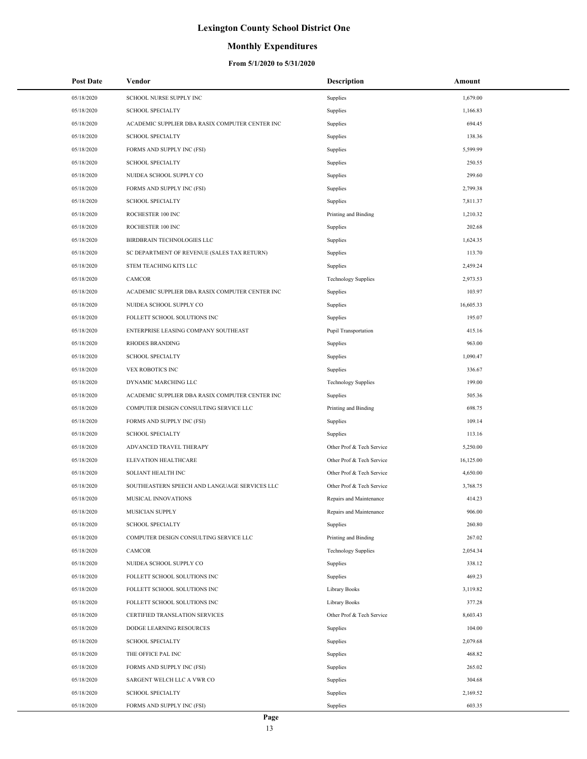# Lexington County School District One

## Monthly Expenditures

### From 5/1/2020 to 5/31/2020

| Post Date | Vendor | Description | Amount |
|---|---|---|---|
| 05/18/2020 | SCHOOL NURSE SUPPLY INC | Supplies | 1,679.00 |
| 05/18/2020 | SCHOOL SPECIALTY | Supplies | 1,166.83 |
| 05/18/2020 | ACADEMIC SUPPLIER DBA RASIX COMPUTER CENTER INC | Supplies | 694.45 |
| 05/18/2020 | SCHOOL SPECIALTY | Supplies | 138.36 |
| 05/18/2020 | FORMS AND SUPPLY INC (FSI) | Supplies | 5,599.99 |
| 05/18/2020 | SCHOOL SPECIALTY | Supplies | 250.55 |
| 05/18/2020 | NUIDEA SCHOOL SUPPLY CO | Supplies | 299.60 |
| 05/18/2020 | FORMS AND SUPPLY INC (FSI) | Supplies | 2,799.38 |
| 05/18/2020 | SCHOOL SPECIALTY | Supplies | 7,811.37 |
| 05/18/2020 | ROCHESTER 100 INC | Printing and Binding | 1,210.32 |
| 05/18/2020 | ROCHESTER 100 INC | Supplies | 202.68 |
| 05/18/2020 | BIRDBRAIN TECHNOLOGIES LLC | Supplies | 1,624.35 |
| 05/18/2020 | SC DEPARTMENT OF REVENUE (SALES TAX RETURN) | Supplies | 113.70 |
| 05/18/2020 | STEM TEACHING KITS LLC | Supplies | 2,459.24 |
| 05/18/2020 | CAMCOR | Technology Supplies | 2,973.53 |
| 05/18/2020 | ACADEMIC SUPPLIER DBA RASIX COMPUTER CENTER INC | Supplies | 103.97 |
| 05/18/2020 | NUIDEA SCHOOL SUPPLY CO | Supplies | 16,605.33 |
| 05/18/2020 | FOLLETT SCHOOL SOLUTIONS INC | Supplies | 195.07 |
| 05/18/2020 | ENTERPRISE LEASING COMPANY SOUTHEAST | Pupil Transportation | 415.16 |
| 05/18/2020 | RHODES BRANDING | Supplies | 963.00 |
| 05/18/2020 | SCHOOL SPECIALTY | Supplies | 1,090.47 |
| 05/18/2020 | VEX ROBOTICS INC | Supplies | 336.67 |
| 05/18/2020 | DYNAMIC MARCHING LLC | Technology Supplies | 199.00 |
| 05/18/2020 | ACADEMIC SUPPLIER DBA RASIX COMPUTER CENTER INC | Supplies | 505.36 |
| 05/18/2020 | COMPUTER DESIGN CONSULTING SERVICE LLC | Printing and Binding | 698.75 |
| 05/18/2020 | FORMS AND SUPPLY INC (FSI) | Supplies | 109.14 |
| 05/18/2020 | SCHOOL SPECIALTY | Supplies | 113.16 |
| 05/18/2020 | ADVANCED TRAVEL THERAPY | Other Prof & Tech Service | 5,250.00 |
| 05/18/2020 | ELEVATION HEALTHCARE | Other Prof & Tech Service | 16,125.00 |
| 05/18/2020 | SOLIANT HEALTH INC | Other Prof & Tech Service | 4,650.00 |
| 05/18/2020 | SOUTHEASTERN SPEECH AND LANGUAGE SERVICES LLC | Other Prof & Tech Service | 3,768.75 |
| 05/18/2020 | MUSICAL INNOVATIONS | Repairs and Maintenance | 414.23 |
| 05/18/2020 | MUSICIAN SUPPLY | Repairs and Maintenance | 906.00 |
| 05/18/2020 | SCHOOL SPECIALTY | Supplies | 260.80 |
| 05/18/2020 | COMPUTER DESIGN CONSULTING SERVICE LLC | Printing and Binding | 267.02 |
| 05/18/2020 | CAMCOR | Technology Supplies | 2,054.34 |
| 05/18/2020 | NUIDEA SCHOOL SUPPLY CO | Supplies | 338.12 |
| 05/18/2020 | FOLLETT SCHOOL SOLUTIONS INC | Supplies | 469.23 |
| 05/18/2020 | FOLLETT SCHOOL SOLUTIONS INC | Library Books | 3,119.82 |
| 05/18/2020 | FOLLETT SCHOOL SOLUTIONS INC | Library Books | 377.28 |
| 05/18/2020 | CERTIFIED TRANSLATION SERVICES | Other Prof & Tech Service | 8,603.43 |
| 05/18/2020 | DODGE LEARNING RESOURCES | Supplies | 104.00 |
| 05/18/2020 | SCHOOL SPECIALTY | Supplies | 2,079.68 |
| 05/18/2020 | THE OFFICE PAL INC | Supplies | 468.82 |
| 05/18/2020 | FORMS AND SUPPLY INC (FSI) | Supplies | 265.02 |
| 05/18/2020 | SARGENT WELCH LLC A VWR CO | Supplies | 304.68 |
| 05/18/2020 | SCHOOL SPECIALTY | Supplies | 2,169.52 |
| 05/18/2020 | FORMS AND SUPPLY INC (FSI) | Supplies | 603.35 |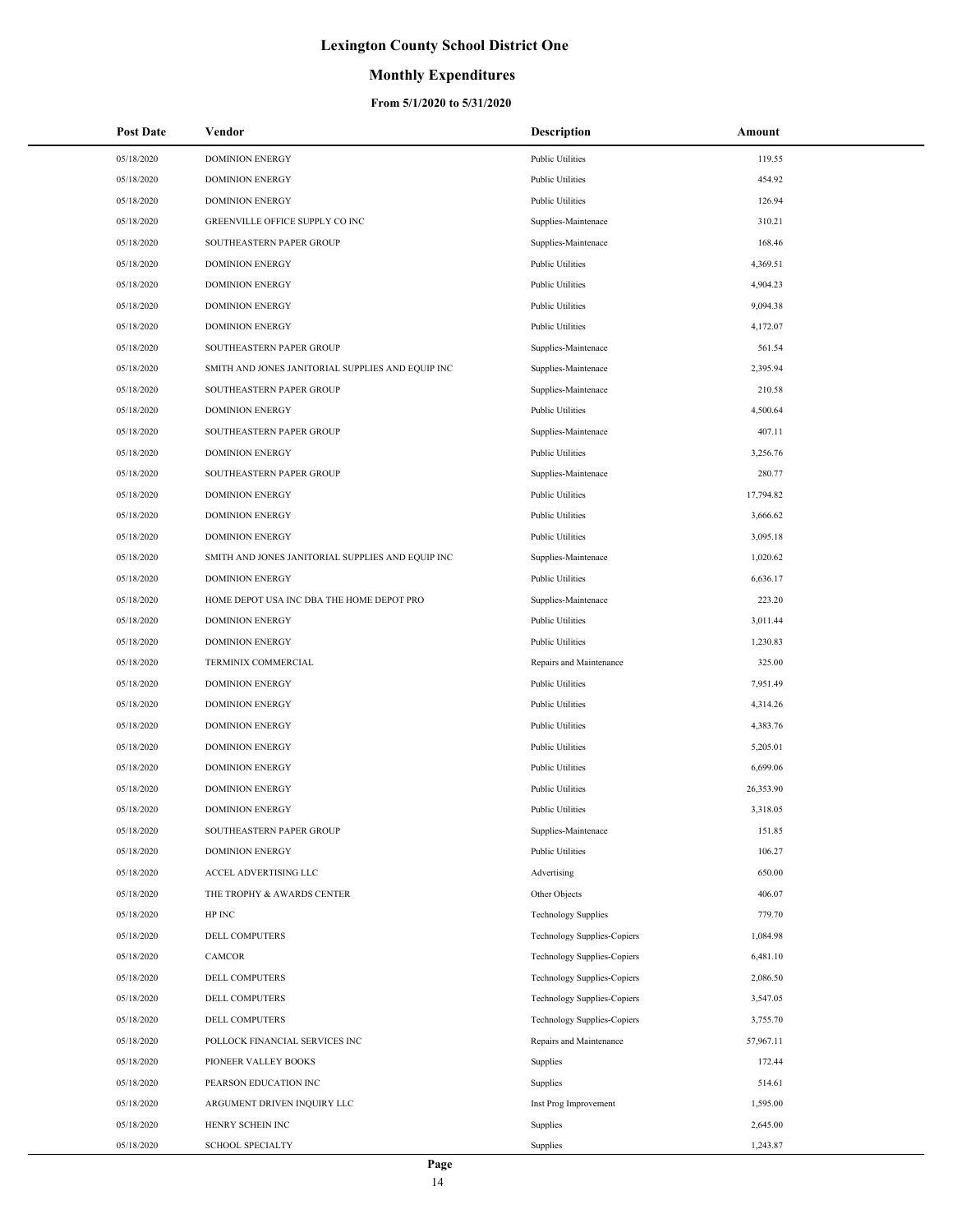# Lexington County School District One

## Monthly Expenditures

### From 5/1/2020 to 5/31/2020

| Post Date | Vendor | Description | Amount |
|---|---|---|---|
| 05/18/2020 | DOMINION ENERGY | Public Utilities | 119.55 |
| 05/18/2020 | DOMINION ENERGY | Public Utilities | 454.92 |
| 05/18/2020 | DOMINION ENERGY | Public Utilities | 126.94 |
| 05/18/2020 | GREENVILLE OFFICE SUPPLY CO INC | Supplies-Maintenace | 310.21 |
| 05/18/2020 | SOUTHEASTERN PAPER GROUP | Supplies-Maintenace | 168.46 |
| 05/18/2020 | DOMINION ENERGY | Public Utilities | 4,369.51 |
| 05/18/2020 | DOMINION ENERGY | Public Utilities | 4,904.23 |
| 05/18/2020 | DOMINION ENERGY | Public Utilities | 9,094.38 |
| 05/18/2020 | DOMINION ENERGY | Public Utilities | 4,172.07 |
| 05/18/2020 | SOUTHEASTERN PAPER GROUP | Supplies-Maintenace | 561.54 |
| 05/18/2020 | SMITH AND JONES JANITORIAL SUPPLIES AND EQUIP INC | Supplies-Maintenace | 2,395.94 |
| 05/18/2020 | SOUTHEASTERN PAPER GROUP | Supplies-Maintenace | 210.58 |
| 05/18/2020 | DOMINION ENERGY | Public Utilities | 4,500.64 |
| 05/18/2020 | SOUTHEASTERN PAPER GROUP | Supplies-Maintenace | 407.11 |
| 05/18/2020 | DOMINION ENERGY | Public Utilities | 3,256.76 |
| 05/18/2020 | SOUTHEASTERN PAPER GROUP | Supplies-Maintenace | 280.77 |
| 05/18/2020 | DOMINION ENERGY | Public Utilities | 17,794.82 |
| 05/18/2020 | DOMINION ENERGY | Public Utilities | 3,666.62 |
| 05/18/2020 | DOMINION ENERGY | Public Utilities | 3,095.18 |
| 05/18/2020 | SMITH AND JONES JANITORIAL SUPPLIES AND EQUIP INC | Supplies-Maintenace | 1,020.62 |
| 05/18/2020 | DOMINION ENERGY | Public Utilities | 6,636.17 |
| 05/18/2020 | HOME DEPOT USA INC DBA THE HOME DEPOT PRO | Supplies-Maintenace | 223.20 |
| 05/18/2020 | DOMINION ENERGY | Public Utilities | 3,011.44 |
| 05/18/2020 | DOMINION ENERGY | Public Utilities | 1,230.83 |
| 05/18/2020 | TERMINIX COMMERCIAL | Repairs and Maintenance | 325.00 |
| 05/18/2020 | DOMINION ENERGY | Public Utilities | 7,951.49 |
| 05/18/2020 | DOMINION ENERGY | Public Utilities | 4,314.26 |
| 05/18/2020 | DOMINION ENERGY | Public Utilities | 4,383.76 |
| 05/18/2020 | DOMINION ENERGY | Public Utilities | 5,205.01 |
| 05/18/2020 | DOMINION ENERGY | Public Utilities | 6,699.06 |
| 05/18/2020 | DOMINION ENERGY | Public Utilities | 26,353.90 |
| 05/18/2020 | DOMINION ENERGY | Public Utilities | 3,318.05 |
| 05/18/2020 | SOUTHEASTERN PAPER GROUP | Supplies-Maintenace | 151.85 |
| 05/18/2020 | DOMINION ENERGY | Public Utilities | 106.27 |
| 05/18/2020 | ACCEL ADVERTISING LLC | Advertising | 650.00 |
| 05/18/2020 | THE TROPHY & AWARDS CENTER | Other Objects | 406.07 |
| 05/18/2020 | HP INC | Technology Supplies | 779.70 |
| 05/18/2020 | DELL COMPUTERS | Technology Supplies-Copiers | 1,084.98 |
| 05/18/2020 | CAMCOR | Technology Supplies-Copiers | 6,481.10 |
| 05/18/2020 | DELL COMPUTERS | Technology Supplies-Copiers | 2,086.50 |
| 05/18/2020 | DELL COMPUTERS | Technology Supplies-Copiers | 3,547.05 |
| 05/18/2020 | DELL COMPUTERS | Technology Supplies-Copiers | 3,755.70 |
| 05/18/2020 | POLLOCK FINANCIAL SERVICES INC | Repairs and Maintenance | 57,967.11 |
| 05/18/2020 | PIONEER VALLEY BOOKS | Supplies | 172.44 |
| 05/18/2020 | PEARSON EDUCATION INC | Supplies | 514.61 |
| 05/18/2020 | ARGUMENT DRIVEN INQUIRY LLC | Inst Prog Improvement | 1,595.00 |
| 05/18/2020 | HENRY SCHEIN INC | Supplies | 2,645.00 |
| 05/18/2020 | SCHOOL SPECIALTY | Supplies | 1,243.87 |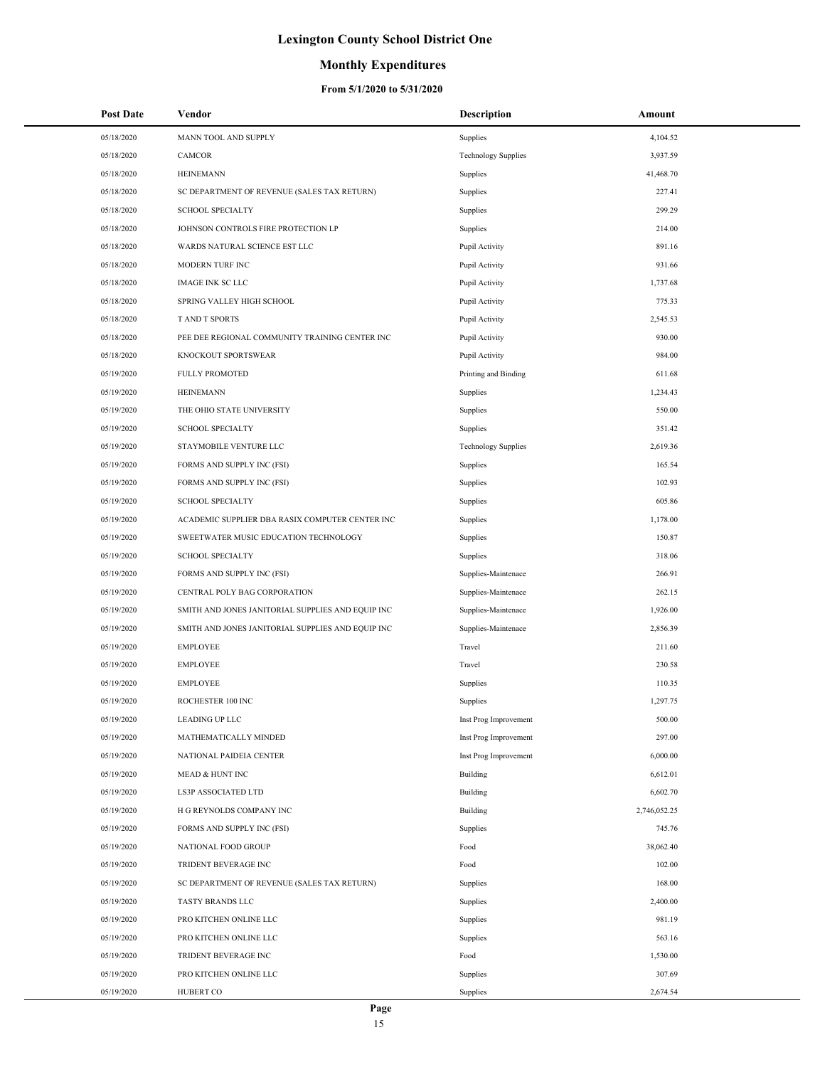# Lexington County School District One

## Monthly Expenditures

### From 5/1/2020 to 5/31/2020

| Post Date | Vendor | Description | Amount |
|---|---|---|---|
| 05/18/2020 | MANN TOOL AND SUPPLY | Supplies | 4,104.52 |
| 05/18/2020 | CAMCOR | Technology Supplies | 3,937.59 |
| 05/18/2020 | HEINEMANN | Supplies | 41,468.70 |
| 05/18/2020 | SC DEPARTMENT OF REVENUE (SALES TAX RETURN) | Supplies | 227.41 |
| 05/18/2020 | SCHOOL SPECIALTY | Supplies | 299.29 |
| 05/18/2020 | JOHNSON CONTROLS FIRE PROTECTION LP | Supplies | 214.00 |
| 05/18/2020 | WARDS NATURAL SCIENCE EST LLC | Pupil Activity | 891.16 |
| 05/18/2020 | MODERN TURF INC | Pupil Activity | 931.66 |
| 05/18/2020 | IMAGE INK SC LLC | Pupil Activity | 1,737.68 |
| 05/18/2020 | SPRING VALLEY HIGH SCHOOL | Pupil Activity | 775.33 |
| 05/18/2020 | T AND T SPORTS | Pupil Activity | 2,545.53 |
| 05/18/2020 | PEE DEE REGIONAL COMMUNITY TRAINING CENTER INC | Pupil Activity | 930.00 |
| 05/18/2020 | KNOCKOUT SPORTSWEAR | Pupil Activity | 984.00 |
| 05/19/2020 | FULLY PROMOTED | Printing and Binding | 611.68 |
| 05/19/2020 | HEINEMANN | Supplies | 1,234.43 |
| 05/19/2020 | THE OHIO STATE UNIVERSITY | Supplies | 550.00 |
| 05/19/2020 | SCHOOL SPECIALTY | Supplies | 351.42 |
| 05/19/2020 | STAYMOBILE VENTURE LLC | Technology Supplies | 2,619.36 |
| 05/19/2020 | FORMS AND SUPPLY INC (FSI) | Supplies | 165.54 |
| 05/19/2020 | FORMS AND SUPPLY INC (FSI) | Supplies | 102.93 |
| 05/19/2020 | SCHOOL SPECIALTY | Supplies | 605.86 |
| 05/19/2020 | ACADEMIC SUPPLIER DBA RASIX COMPUTER CENTER INC | Supplies | 1,178.00 |
| 05/19/2020 | SWEETWATER MUSIC EDUCATION TECHNOLOGY | Supplies | 150.87 |
| 05/19/2020 | SCHOOL SPECIALTY | Supplies | 318.06 |
| 05/19/2020 | FORMS AND SUPPLY INC (FSI) | Supplies-Maintenace | 266.91 |
| 05/19/2020 | CENTRAL POLY BAG CORPORATION | Supplies-Maintenace | 262.15 |
| 05/19/2020 | SMITH AND JONES JANITORIAL SUPPLIES AND EQUIP INC | Supplies-Maintenace | 1,926.00 |
| 05/19/2020 | SMITH AND JONES JANITORIAL SUPPLIES AND EQUIP INC | Supplies-Maintenace | 2,856.39 |
| 05/19/2020 | EMPLOYEE | Travel | 211.60 |
| 05/19/2020 | EMPLOYEE | Travel | 230.58 |
| 05/19/2020 | EMPLOYEE | Supplies | 110.35 |
| 05/19/2020 | ROCHESTER 100 INC | Supplies | 1,297.75 |
| 05/19/2020 | LEADING UP LLC | Inst Prog Improvement | 500.00 |
| 05/19/2020 | MATHEMATICALLY MINDED | Inst Prog Improvement | 297.00 |
| 05/19/2020 | NATIONAL PAIDEIA CENTER | Inst Prog Improvement | 6,000.00 |
| 05/19/2020 | MEAD & HUNT INC | Building | 6,612.01 |
| 05/19/2020 | LS3P ASSOCIATED LTD | Building | 6,602.70 |
| 05/19/2020 | H G REYNOLDS COMPANY INC | Building | 2,746,052.25 |
| 05/19/2020 | FORMS AND SUPPLY INC (FSI) | Supplies | 745.76 |
| 05/19/2020 | NATIONAL FOOD GROUP | Food | 38,062.40 |
| 05/19/2020 | TRIDENT BEVERAGE INC | Food | 102.00 |
| 05/19/2020 | SC DEPARTMENT OF REVENUE (SALES TAX RETURN) | Supplies | 168.00 |
| 05/19/2020 | TASTY BRANDS LLC | Supplies | 2,400.00 |
| 05/19/2020 | PRO KITCHEN ONLINE LLC | Supplies | 981.19 |
| 05/19/2020 | PRO KITCHEN ONLINE LLC | Supplies | 563.16 |
| 05/19/2020 | TRIDENT BEVERAGE INC | Food | 1,530.00 |
| 05/19/2020 | PRO KITCHEN ONLINE LLC | Supplies | 307.69 |
| 05/19/2020 | HUBERT CO | Supplies | 2,674.54 |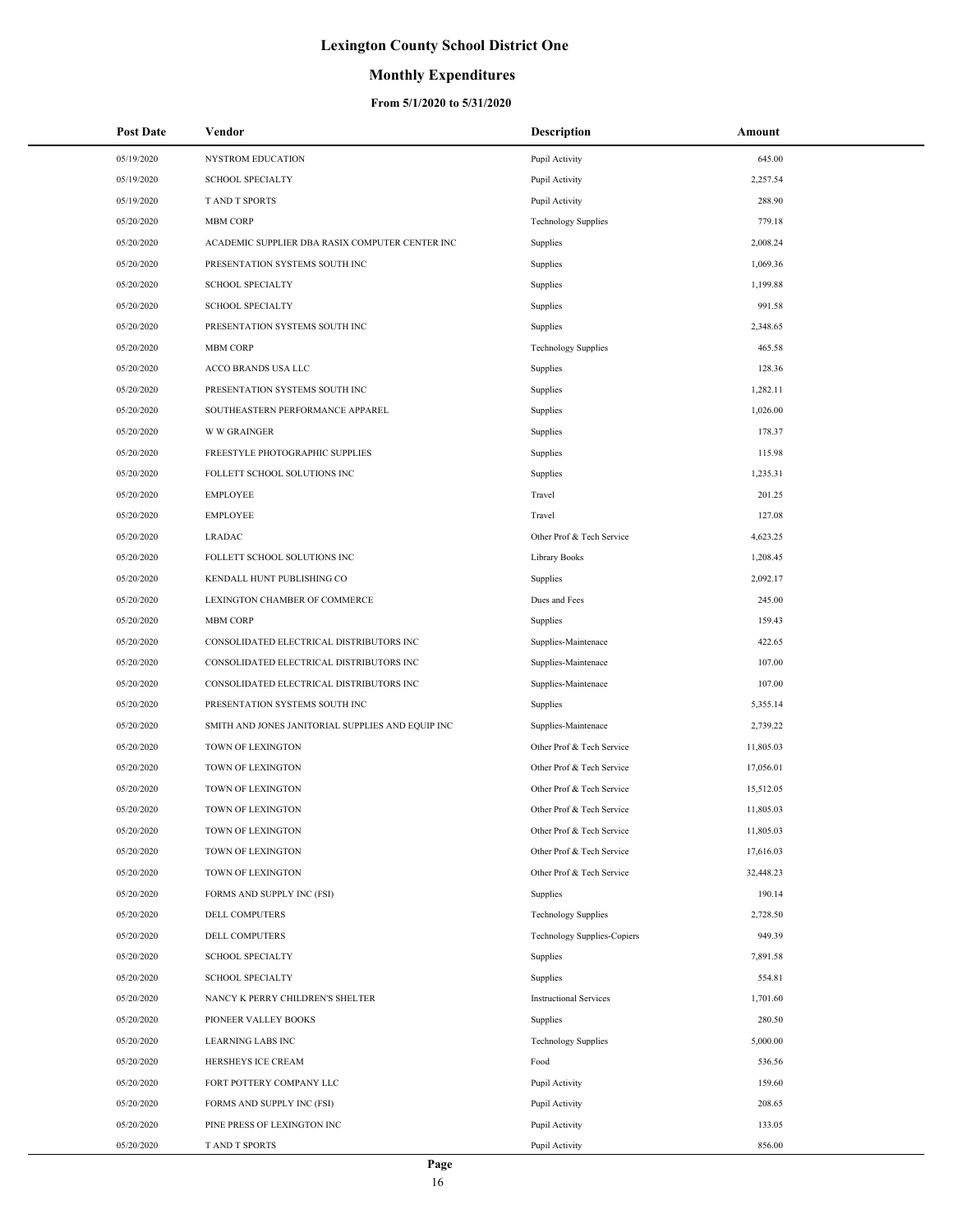# Lexington County School District One

## Monthly Expenditures

### From 5/1/2020 to 5/31/2020

| Post Date | Vendor | Description | Amount |
|---|---|---|---|
| 05/19/2020 | NYSTROM EDUCATION | Pupil Activity | 645.00 |
| 05/19/2020 | SCHOOL SPECIALTY | Pupil Activity | 2,257.54 |
| 05/19/2020 | T AND T SPORTS | Pupil Activity | 288.90 |
| 05/20/2020 | MBM CORP | Technology Supplies | 779.18 |
| 05/20/2020 | ACADEMIC SUPPLIER DBA RASIX COMPUTER CENTER INC | Supplies | 2,008.24 |
| 05/20/2020 | PRESENTATION SYSTEMS SOUTH INC | Supplies | 1,069.36 |
| 05/20/2020 | SCHOOL SPECIALTY | Supplies | 1,199.88 |
| 05/20/2020 | SCHOOL SPECIALTY | Supplies | 991.58 |
| 05/20/2020 | PRESENTATION SYSTEMS SOUTH INC | Supplies | 2,348.65 |
| 05/20/2020 | MBM CORP | Technology Supplies | 465.58 |
| 05/20/2020 | ACCO BRANDS USA LLC | Supplies | 128.36 |
| 05/20/2020 | PRESENTATION SYSTEMS SOUTH INC | Supplies | 1,282.11 |
| 05/20/2020 | SOUTHEASTERN PERFORMANCE APPAREL | Supplies | 1,026.00 |
| 05/20/2020 | W W GRAINGER | Supplies | 178.37 |
| 05/20/2020 | FREESTYLE PHOTOGRAPHIC SUPPLIES | Supplies | 115.98 |
| 05/20/2020 | FOLLETT SCHOOL SOLUTIONS INC | Supplies | 1,235.31 |
| 05/20/2020 | EMPLOYEE | Travel | 201.25 |
| 05/20/2020 | EMPLOYEE | Travel | 127.08 |
| 05/20/2020 | LRADAC | Other Prof & Tech Service | 4,623.25 |
| 05/20/2020 | FOLLETT SCHOOL SOLUTIONS INC | Library Books | 1,208.45 |
| 05/20/2020 | KENDALL HUNT PUBLISHING CO | Supplies | 2,092.17 |
| 05/20/2020 | LEXINGTON CHAMBER OF COMMERCE | Dues and Fees | 245.00 |
| 05/20/2020 | MBM CORP | Supplies | 159.43 |
| 05/20/2020 | CONSOLIDATED ELECTRICAL DISTRIBUTORS INC | Supplies-Maintenace | 422.65 |
| 05/20/2020 | CONSOLIDATED ELECTRICAL DISTRIBUTORS INC | Supplies-Maintenace | 107.00 |
| 05/20/2020 | CONSOLIDATED ELECTRICAL DISTRIBUTORS INC | Supplies-Maintenace | 107.00 |
| 05/20/2020 | PRESENTATION SYSTEMS SOUTH INC | Supplies | 5,355.14 |
| 05/20/2020 | SMITH AND JONES JANITORIAL SUPPLIES AND EQUIP INC | Supplies-Maintenace | 2,739.22 |
| 05/20/2020 | TOWN OF LEXINGTON | Other Prof & Tech Service | 11,805.03 |
| 05/20/2020 | TOWN OF LEXINGTON | Other Prof & Tech Service | 17,056.01 |
| 05/20/2020 | TOWN OF LEXINGTON | Other Prof & Tech Service | 15,512.05 |
| 05/20/2020 | TOWN OF LEXINGTON | Other Prof & Tech Service | 11,805.03 |
| 05/20/2020 | TOWN OF LEXINGTON | Other Prof & Tech Service | 11,805.03 |
| 05/20/2020 | TOWN OF LEXINGTON | Other Prof & Tech Service | 17,616.03 |
| 05/20/2020 | TOWN OF LEXINGTON | Other Prof & Tech Service | 32,448.23 |
| 05/20/2020 | FORMS AND SUPPLY INC (FSI) | Supplies | 190.14 |
| 05/20/2020 | DELL COMPUTERS | Technology Supplies | 2,728.50 |
| 05/20/2020 | DELL COMPUTERS | Technology Supplies-Copiers | 949.39 |
| 05/20/2020 | SCHOOL SPECIALTY | Supplies | 7,891.58 |
| 05/20/2020 | SCHOOL SPECIALTY | Supplies | 554.81 |
| 05/20/2020 | NANCY K PERRY CHILDREN'S SHELTER | Instructional Services | 1,701.60 |
| 05/20/2020 | PIONEER VALLEY BOOKS | Supplies | 280.50 |
| 05/20/2020 | LEARNING LABS INC | Technology Supplies | 5,000.00 |
| 05/20/2020 | HERSHEYS ICE CREAM | Food | 536.56 |
| 05/20/2020 | FORT POTTERY COMPANY LLC | Pupil Activity | 159.60 |
| 05/20/2020 | FORMS AND SUPPLY INC (FSI) | Pupil Activity | 208.65 |
| 05/20/2020 | PINE PRESS OF LEXINGTON INC | Pupil Activity | 133.05 |
| 05/20/2020 | T AND T SPORTS | Pupil Activity | 856.00 |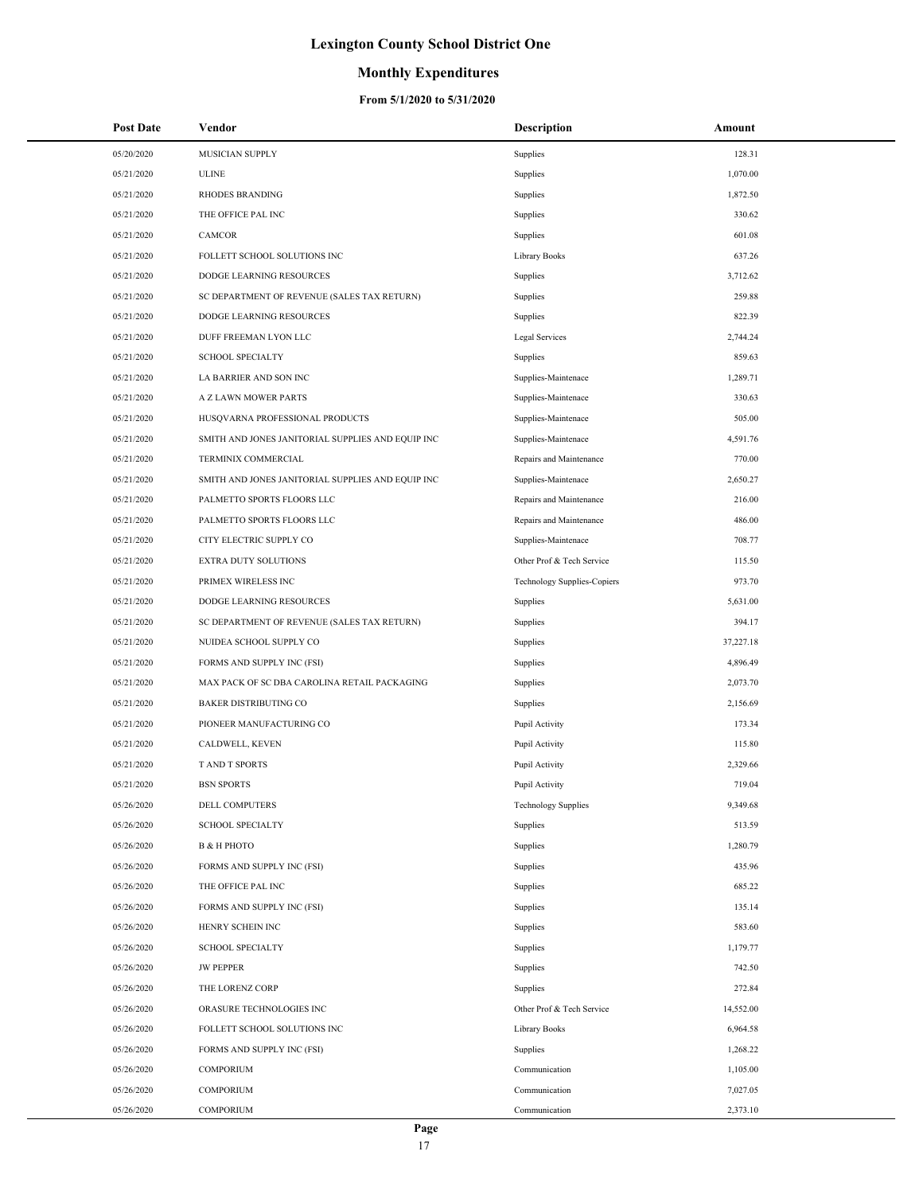# Lexington County School District One

## Monthly Expenditures

### From 5/1/2020 to 5/31/2020

| Post Date | Vendor | Description | Amount |
|---|---|---|---|
| 05/20/2020 | MUSICIAN SUPPLY | Supplies | 128.31 |
| 05/21/2020 | ULINE | Supplies | 1,070.00 |
| 05/21/2020 | RHODES BRANDING | Supplies | 1,872.50 |
| 05/21/2020 | THE OFFICE PAL INC | Supplies | 330.62 |
| 05/21/2020 | CAMCOR | Supplies | 601.08 |
| 05/21/2020 | FOLLETT SCHOOL SOLUTIONS INC | Library Books | 637.26 |
| 05/21/2020 | DODGE LEARNING RESOURCES | Supplies | 3,712.62 |
| 05/21/2020 | SC DEPARTMENT OF REVENUE (SALES TAX RETURN) | Supplies | 259.88 |
| 05/21/2020 | DODGE LEARNING RESOURCES | Supplies | 822.39 |
| 05/21/2020 | DUFF FREEMAN LYON LLC | Legal Services | 2,744.24 |
| 05/21/2020 | SCHOOL SPECIALTY | Supplies | 859.63 |
| 05/21/2020 | LA BARRIER AND SON INC | Supplies-Maintenace | 1,289.71 |
| 05/21/2020 | A Z LAWN MOWER PARTS | Supplies-Maintenace | 330.63 |
| 05/21/2020 | HUSQVARNA PROFESSIONAL PRODUCTS | Supplies-Maintenace | 505.00 |
| 05/21/2020 | SMITH AND JONES JANITORIAL SUPPLIES AND EQUIP INC | Supplies-Maintenace | 4,591.76 |
| 05/21/2020 | TERMINIX COMMERCIAL | Repairs and Maintenance | 770.00 |
| 05/21/2020 | SMITH AND JONES JANITORIAL SUPPLIES AND EQUIP INC | Supplies-Maintenace | 2,650.27 |
| 05/21/2020 | PALMETTO SPORTS FLOORS LLC | Repairs and Maintenance | 216.00 |
| 05/21/2020 | PALMETTO SPORTS FLOORS LLC | Repairs and Maintenance | 486.00 |
| 05/21/2020 | CITY ELECTRIC SUPPLY CO | Supplies-Maintenace | 708.77 |
| 05/21/2020 | EXTRA DUTY SOLUTIONS | Other Prof & Tech Service | 115.50 |
| 05/21/2020 | PRIMEX WIRELESS INC | Technology Supplies-Copiers | 973.70 |
| 05/21/2020 | DODGE LEARNING RESOURCES | Supplies | 5,631.00 |
| 05/21/2020 | SC DEPARTMENT OF REVENUE (SALES TAX RETURN) | Supplies | 394.17 |
| 05/21/2020 | NUIDEA SCHOOL SUPPLY CO | Supplies | 37,227.18 |
| 05/21/2020 | FORMS AND SUPPLY INC (FSI) | Supplies | 4,896.49 |
| 05/21/2020 | MAX PACK OF SC DBA CAROLINA RETAIL PACKAGING | Supplies | 2,073.70 |
| 05/21/2020 | BAKER DISTRIBUTING CO | Supplies | 2,156.69 |
| 05/21/2020 | PIONEER MANUFACTURING CO | Pupil Activity | 173.34 |
| 05/21/2020 | CALDWELL, KEVEN | Pupil Activity | 115.80 |
| 05/21/2020 | T AND T SPORTS | Pupil Activity | 2,329.66 |
| 05/21/2020 | BSN SPORTS | Pupil Activity | 719.04 |
| 05/26/2020 | DELL COMPUTERS | Technology Supplies | 9,349.68 |
| 05/26/2020 | SCHOOL SPECIALTY | Supplies | 513.59 |
| 05/26/2020 | B & H PHOTO | Supplies | 1,280.79 |
| 05/26/2020 | FORMS AND SUPPLY INC (FSI) | Supplies | 435.96 |
| 05/26/2020 | THE OFFICE PAL INC | Supplies | 685.22 |
| 05/26/2020 | FORMS AND SUPPLY INC (FSI) | Supplies | 135.14 |
| 05/26/2020 | HENRY SCHEIN INC | Supplies | 583.60 |
| 05/26/2020 | SCHOOL SPECIALTY | Supplies | 1,179.77 |
| 05/26/2020 | JW PEPPER | Supplies | 742.50 |
| 05/26/2020 | THE LORENZ CORP | Supplies | 272.84 |
| 05/26/2020 | ORASURE TECHNOLOGIES INC | Other Prof & Tech Service | 14,552.00 |
| 05/26/2020 | FOLLETT SCHOOL SOLUTIONS INC | Library Books | 6,964.58 |
| 05/26/2020 | FORMS AND SUPPLY INC (FSI) | Supplies | 1,268.22 |
| 05/26/2020 | COMPORIUM | Communication | 1,105.00 |
| 05/26/2020 | COMPORIUM | Communication | 7,027.05 |
| 05/26/2020 | COMPORIUM | Communication | 2,373.10 |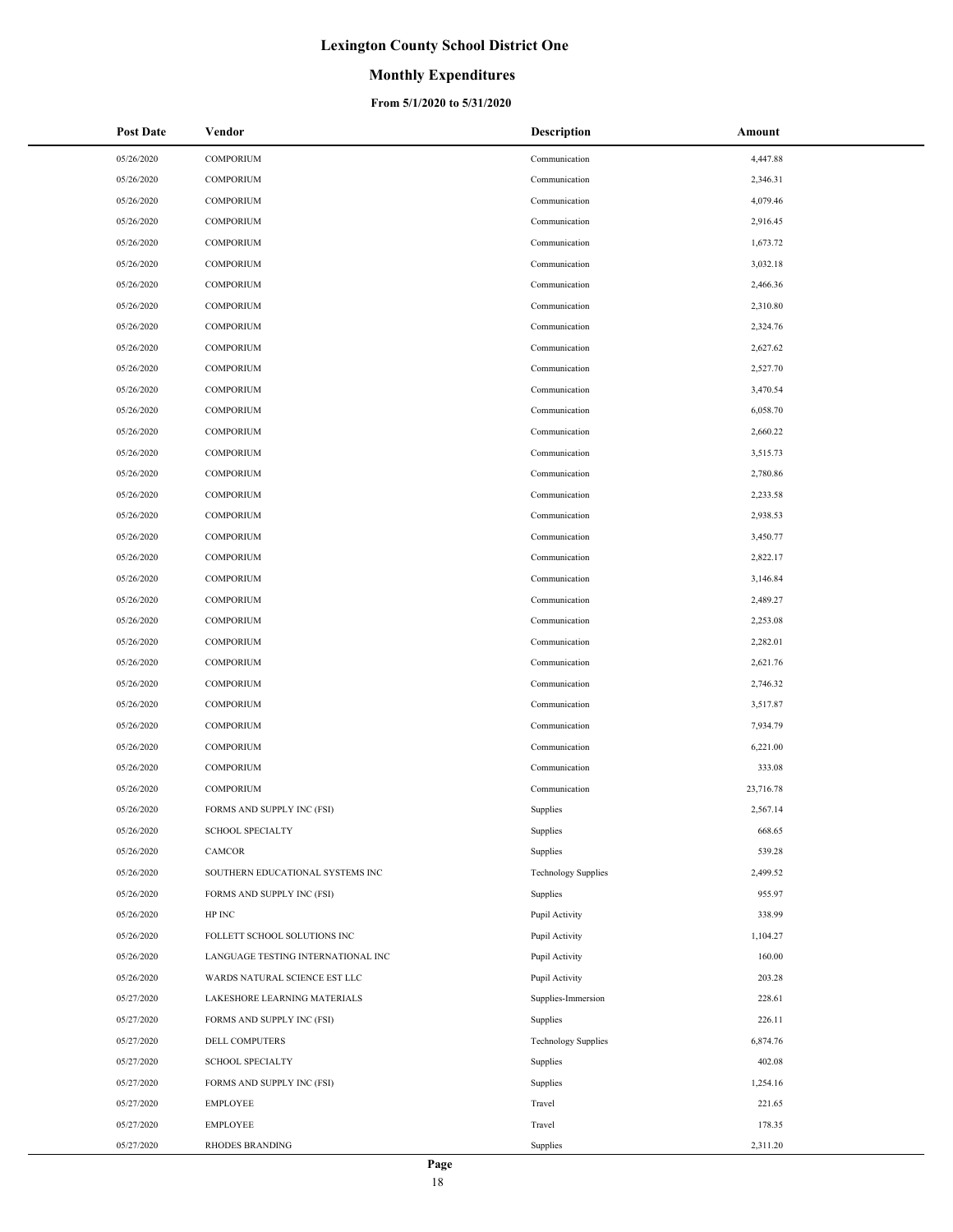# Lexington County School District One

## Monthly Expenditures

### From 5/1/2020 to 5/31/2020

| Post Date | Vendor | Description | Amount |
|---|---|---|---|
| 05/26/2020 | COMPORIUM | Communication | 4,447.88 |
| 05/26/2020 | COMPORIUM | Communication | 2,346.31 |
| 05/26/2020 | COMPORIUM | Communication | 4,079.46 |
| 05/26/2020 | COMPORIUM | Communication | 2,916.45 |
| 05/26/2020 | COMPORIUM | Communication | 1,673.72 |
| 05/26/2020 | COMPORIUM | Communication | 3,032.18 |
| 05/26/2020 | COMPORIUM | Communication | 2,466.36 |
| 05/26/2020 | COMPORIUM | Communication | 2,310.80 |
| 05/26/2020 | COMPORIUM | Communication | 2,324.76 |
| 05/26/2020 | COMPORIUM | Communication | 2,627.62 |
| 05/26/2020 | COMPORIUM | Communication | 2,527.70 |
| 05/26/2020 | COMPORIUM | Communication | 3,470.54 |
| 05/26/2020 | COMPORIUM | Communication | 6,058.70 |
| 05/26/2020 | COMPORIUM | Communication | 2,660.22 |
| 05/26/2020 | COMPORIUM | Communication | 3,515.73 |
| 05/26/2020 | COMPORIUM | Communication | 2,780.86 |
| 05/26/2020 | COMPORIUM | Communication | 2,233.58 |
| 05/26/2020 | COMPORIUM | Communication | 2,938.53 |
| 05/26/2020 | COMPORIUM | Communication | 3,450.77 |
| 05/26/2020 | COMPORIUM | Communication | 2,822.17 |
| 05/26/2020 | COMPORIUM | Communication | 3,146.84 |
| 05/26/2020 | COMPORIUM | Communication | 2,489.27 |
| 05/26/2020 | COMPORIUM | Communication | 2,253.08 |
| 05/26/2020 | COMPORIUM | Communication | 2,282.01 |
| 05/26/2020 | COMPORIUM | Communication | 2,621.76 |
| 05/26/2020 | COMPORIUM | Communication | 2,746.32 |
| 05/26/2020 | COMPORIUM | Communication | 3,517.87 |
| 05/26/2020 | COMPORIUM | Communication | 7,934.79 |
| 05/26/2020 | COMPORIUM | Communication | 6,221.00 |
| 05/26/2020 | COMPORIUM | Communication | 333.08 |
| 05/26/2020 | COMPORIUM | Communication | 23,716.78 |
| 05/26/2020 | FORMS AND SUPPLY INC (FSI) | Supplies | 2,567.14 |
| 05/26/2020 | SCHOOL SPECIALTY | Supplies | 668.65 |
| 05/26/2020 | CAMCOR | Supplies | 539.28 |
| 05/26/2020 | SOUTHERN EDUCATIONAL SYSTEMS INC | Technology Supplies | 2,499.52 |
| 05/26/2020 | FORMS AND SUPPLY INC (FSI) | Supplies | 955.97 |
| 05/26/2020 | HP INC | Pupil Activity | 338.99 |
| 05/26/2020 | FOLLETT SCHOOL SOLUTIONS INC | Pupil Activity | 1,104.27 |
| 05/26/2020 | LANGUAGE TESTING INTERNATIONAL INC | Pupil Activity | 160.00 |
| 05/26/2020 | WARDS NATURAL SCIENCE EST LLC | Pupil Activity | 203.28 |
| 05/27/2020 | LAKESHORE LEARNING MATERIALS | Supplies-Immersion | 228.61 |
| 05/27/2020 | FORMS AND SUPPLY INC (FSI) | Supplies | 226.11 |
| 05/27/2020 | DELL COMPUTERS | Technology Supplies | 6,874.76 |
| 05/27/2020 | SCHOOL SPECIALTY | Supplies | 402.08 |
| 05/27/2020 | FORMS AND SUPPLY INC (FSI) | Supplies | 1,254.16 |
| 05/27/2020 | EMPLOYEE | Travel | 221.65 |
| 05/27/2020 | EMPLOYEE | Travel | 178.35 |
| 05/27/2020 | RHODES BRANDING | Supplies | 2,311.20 |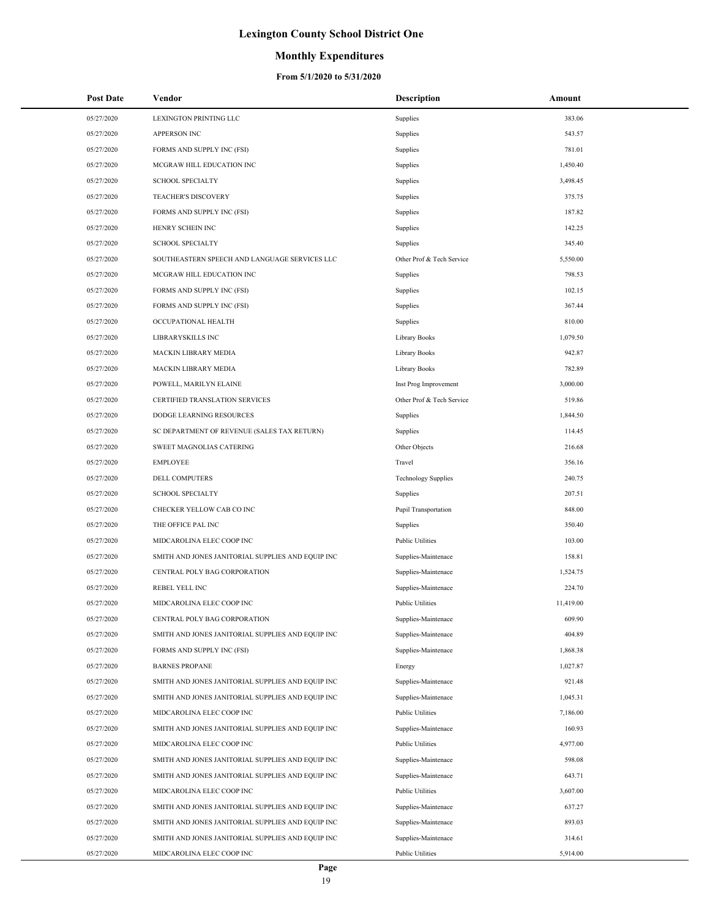# Lexington County School District One

## Monthly Expenditures

### From 5/1/2020 to 5/31/2020

| Post Date | Vendor | Description | Amount |
|---|---|---|---|
| 05/27/2020 | LEXINGTON PRINTING LLC | Supplies | 383.06 |
| 05/27/2020 | APPERSON INC | Supplies | 543.57 |
| 05/27/2020 | FORMS AND SUPPLY INC (FSI) | Supplies | 781.01 |
| 05/27/2020 | MCGRAW HILL EDUCATION INC | Supplies | 1,450.40 |
| 05/27/2020 | SCHOOL SPECIALTY | Supplies | 3,498.45 |
| 05/27/2020 | TEACHER'S DISCOVERY | Supplies | 375.75 |
| 05/27/2020 | FORMS AND SUPPLY INC (FSI) | Supplies | 187.82 |
| 05/27/2020 | HENRY SCHEIN INC | Supplies | 142.25 |
| 05/27/2020 | SCHOOL SPECIALTY | Supplies | 345.40 |
| 05/27/2020 | SOUTHEASTERN SPEECH AND LANGUAGE SERVICES LLC | Other Prof & Tech Service | 5,550.00 |
| 05/27/2020 | MCGRAW HILL EDUCATION INC | Supplies | 798.53 |
| 05/27/2020 | FORMS AND SUPPLY INC (FSI) | Supplies | 102.15 |
| 05/27/2020 | FORMS AND SUPPLY INC (FSI) | Supplies | 367.44 |
| 05/27/2020 | OCCUPATIONAL HEALTH | Supplies | 810.00 |
| 05/27/2020 | LIBRARYSKILLS INC | Library Books | 1,079.50 |
| 05/27/2020 | MACKIN LIBRARY MEDIA | Library Books | 942.87 |
| 05/27/2020 | MACKIN LIBRARY MEDIA | Library Books | 782.89 |
| 05/27/2020 | POWELL, MARILYN ELAINE | Inst Prog Improvement | 3,000.00 |
| 05/27/2020 | CERTIFIED TRANSLATION SERVICES | Other Prof & Tech Service | 519.86 |
| 05/27/2020 | DODGE LEARNING RESOURCES | Supplies | 1,844.50 |
| 05/27/2020 | SC DEPARTMENT OF REVENUE (SALES TAX RETURN) | Supplies | 114.45 |
| 05/27/2020 | SWEET MAGNOLIAS CATERING | Other Objects | 216.68 |
| 05/27/2020 | EMPLOYEE | Travel | 356.16 |
| 05/27/2020 | DELL COMPUTERS | Technology Supplies | 240.75 |
| 05/27/2020 | SCHOOL SPECIALTY | Supplies | 207.51 |
| 05/27/2020 | CHECKER YELLOW CAB CO INC | Pupil Transportation | 848.00 |
| 05/27/2020 | THE OFFICE PAL INC | Supplies | 350.40 |
| 05/27/2020 | MIDCAROLINA ELEC COOP INC | Public Utilities | 103.00 |
| 05/27/2020 | SMITH AND JONES JANITORIAL SUPPLIES AND EQUIP INC | Supplies-Maintenace | 158.81 |
| 05/27/2020 | CENTRAL POLY BAG CORPORATION | Supplies-Maintenace | 1,524.75 |
| 05/27/2020 | REBEL YELL INC | Supplies-Maintenace | 224.70 |
| 05/27/2020 | MIDCAROLINA ELEC COOP INC | Public Utilities | 11,419.00 |
| 05/27/2020 | CENTRAL POLY BAG CORPORATION | Supplies-Maintenace | 609.90 |
| 05/27/2020 | SMITH AND JONES JANITORIAL SUPPLIES AND EQUIP INC | Supplies-Maintenace | 404.89 |
| 05/27/2020 | FORMS AND SUPPLY INC (FSI) | Supplies-Maintenace | 1,868.38 |
| 05/27/2020 | BARNES PROPANE | Energy | 1,027.87 |
| 05/27/2020 | SMITH AND JONES JANITORIAL SUPPLIES AND EQUIP INC | Supplies-Maintenace | 921.48 |
| 05/27/2020 | SMITH AND JONES JANITORIAL SUPPLIES AND EQUIP INC | Supplies-Maintenace | 1,045.31 |
| 05/27/2020 | MIDCAROLINA ELEC COOP INC | Public Utilities | 7,186.00 |
| 05/27/2020 | SMITH AND JONES JANITORIAL SUPPLIES AND EQUIP INC | Supplies-Maintenace | 160.93 |
| 05/27/2020 | MIDCAROLINA ELEC COOP INC | Public Utilities | 4,977.00 |
| 05/27/2020 | SMITH AND JONES JANITORIAL SUPPLIES AND EQUIP INC | Supplies-Maintenace | 598.08 |
| 05/27/2020 | SMITH AND JONES JANITORIAL SUPPLIES AND EQUIP INC | Supplies-Maintenace | 643.71 |
| 05/27/2020 | MIDCAROLINA ELEC COOP INC | Public Utilities | 3,607.00 |
| 05/27/2020 | SMITH AND JONES JANITORIAL SUPPLIES AND EQUIP INC | Supplies-Maintenace | 637.27 |
| 05/27/2020 | SMITH AND JONES JANITORIAL SUPPLIES AND EQUIP INC | Supplies-Maintenace | 893.03 |
| 05/27/2020 | SMITH AND JONES JANITORIAL SUPPLIES AND EQUIP INC | Supplies-Maintenace | 314.61 |
| 05/27/2020 | MIDCAROLINA ELEC COOP INC | Public Utilities | 5,914.00 |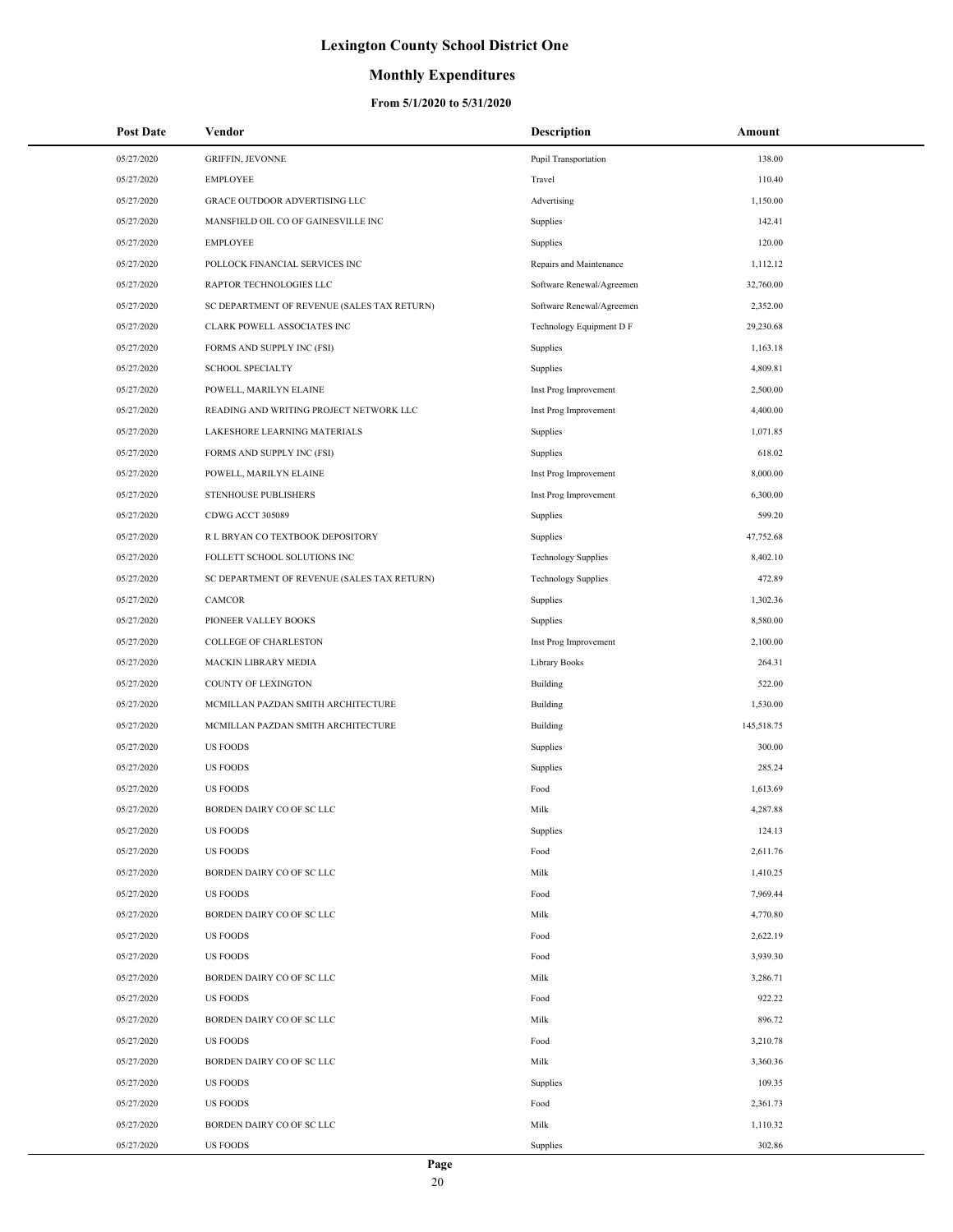# Lexington County School District One

## Monthly Expenditures

### From 5/1/2020 to 5/31/2020

| Post Date | Vendor | Description | Amount |
|---|---|---|---|
| 05/27/2020 | GRIFFIN, JEVONNE | Pupil Transportation | 138.00 |
| 05/27/2020 | EMPLOYEE | Travel | 110.40 |
| 05/27/2020 | GRACE OUTDOOR ADVERTISING LLC | Advertising | 1,150.00 |
| 05/27/2020 | MANSFIELD OIL CO OF GAINESVILLE INC | Supplies | 142.41 |
| 05/27/2020 | EMPLOYEE | Supplies | 120.00 |
| 05/27/2020 | POLLOCK FINANCIAL SERVICES INC | Repairs and Maintenance | 1,112.12 |
| 05/27/2020 | RAPTOR TECHNOLOGIES LLC | Software Renewal/Agreemen | 32,760.00 |
| 05/27/2020 | SC DEPARTMENT OF REVENUE (SALES TAX RETURN) | Software Renewal/Agreemen | 2,352.00 |
| 05/27/2020 | CLARK POWELL ASSOCIATES INC | Technology Equipment D F | 29,230.68 |
| 05/27/2020 | FORMS AND SUPPLY INC (FSI) | Supplies | 1,163.18 |
| 05/27/2020 | SCHOOL SPECIALTY | Supplies | 4,809.81 |
| 05/27/2020 | POWELL, MARILYN ELAINE | Inst Prog Improvement | 2,500.00 |
| 05/27/2020 | READING AND WRITING PROJECT NETWORK LLC | Inst Prog Improvement | 4,400.00 |
| 05/27/2020 | LAKESHORE LEARNING MATERIALS | Supplies | 1,071.85 |
| 05/27/2020 | FORMS AND SUPPLY INC (FSI) | Supplies | 618.02 |
| 05/27/2020 | POWELL, MARILYN ELAINE | Inst Prog Improvement | 8,000.00 |
| 05/27/2020 | STENHOUSE PUBLISHERS | Inst Prog Improvement | 6,300.00 |
| 05/27/2020 | CDWG ACCT 305089 | Supplies | 599.20 |
| 05/27/2020 | R L BRYAN CO TEXTBOOK DEPOSITORY | Supplies | 47,752.68 |
| 05/27/2020 | FOLLETT SCHOOL SOLUTIONS INC | Technology Supplies | 8,402.10 |
| 05/27/2020 | SC DEPARTMENT OF REVENUE (SALES TAX RETURN) | Technology Supplies | 472.89 |
| 05/27/2020 | CAMCOR | Supplies | 1,302.36 |
| 05/27/2020 | PIONEER VALLEY BOOKS | Supplies | 8,580.00 |
| 05/27/2020 | COLLEGE OF CHARLESTON | Inst Prog Improvement | 2,100.00 |
| 05/27/2020 | MACKIN LIBRARY MEDIA | Library Books | 264.31 |
| 05/27/2020 | COUNTY OF LEXINGTON | Building | 522.00 |
| 05/27/2020 | MCMILLAN PAZDAN SMITH ARCHITECTURE | Building | 1,530.00 |
| 05/27/2020 | MCMILLAN PAZDAN SMITH ARCHITECTURE | Building | 145,518.75 |
| 05/27/2020 | US FOODS | Supplies | 300.00 |
| 05/27/2020 | US FOODS | Supplies | 285.24 |
| 05/27/2020 | US FOODS | Food | 1,613.69 |
| 05/27/2020 | BORDEN DAIRY CO OF SC LLC | Milk | 4,287.88 |
| 05/27/2020 | US FOODS | Supplies | 124.13 |
| 05/27/2020 | US FOODS | Food | 2,611.76 |
| 05/27/2020 | BORDEN DAIRY CO OF SC LLC | Milk | 1,410.25 |
| 05/27/2020 | US FOODS | Food | 7,969.44 |
| 05/27/2020 | BORDEN DAIRY CO OF SC LLC | Milk | 4,770.80 |
| 05/27/2020 | US FOODS | Food | 2,622.19 |
| 05/27/2020 | US FOODS | Food | 3,939.30 |
| 05/27/2020 | BORDEN DAIRY CO OF SC LLC | Milk | 3,286.71 |
| 05/27/2020 | US FOODS | Food | 922.22 |
| 05/27/2020 | BORDEN DAIRY CO OF SC LLC | Milk | 896.72 |
| 05/27/2020 | US FOODS | Food | 3,210.78 |
| 05/27/2020 | BORDEN DAIRY CO OF SC LLC | Milk | 3,360.36 |
| 05/27/2020 | US FOODS | Supplies | 109.35 |
| 05/27/2020 | US FOODS | Food | 2,361.73 |
| 05/27/2020 | BORDEN DAIRY CO OF SC LLC | Milk | 1,110.32 |
| 05/27/2020 | US FOODS | Supplies | 302.86 |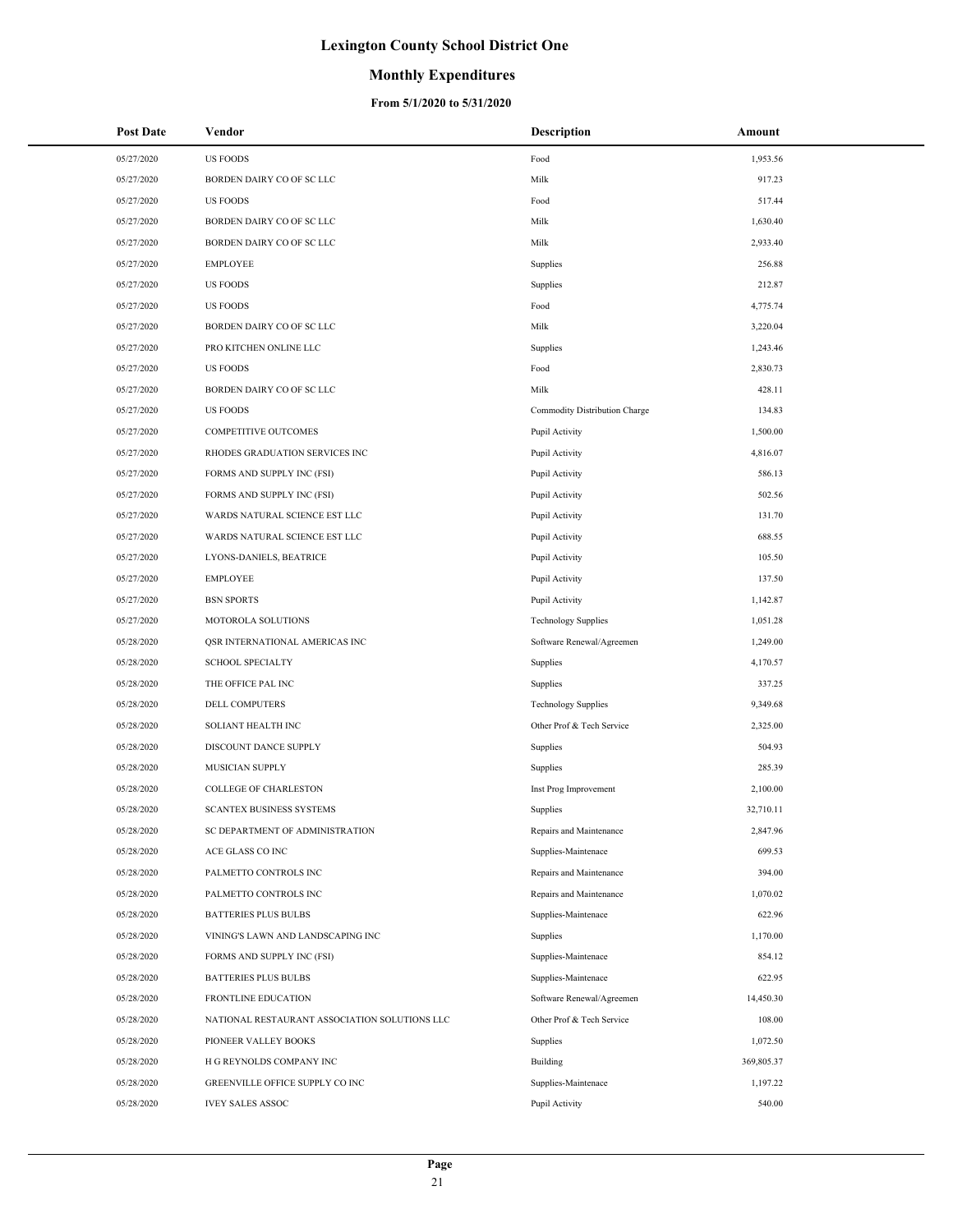# Lexington County School District One

## Monthly Expenditures

### From 5/1/2020 to 5/31/2020

| Post Date | Vendor | Description | Amount |
|---|---|---|---|
| 05/27/2020 | US FOODS | Food | 1,953.56 |
| 05/27/2020 | BORDEN DAIRY CO OF SC LLC | Milk | 917.23 |
| 05/27/2020 | US FOODS | Food | 517.44 |
| 05/27/2020 | BORDEN DAIRY CO OF SC LLC | Milk | 1,630.40 |
| 05/27/2020 | BORDEN DAIRY CO OF SC LLC | Milk | 2,933.40 |
| 05/27/2020 | EMPLOYEE | Supplies | 256.88 |
| 05/27/2020 | US FOODS | Supplies | 212.87 |
| 05/27/2020 | US FOODS | Food | 4,775.74 |
| 05/27/2020 | BORDEN DAIRY CO OF SC LLC | Milk | 3,220.04 |
| 05/27/2020 | PRO KITCHEN ONLINE LLC | Supplies | 1,243.46 |
| 05/27/2020 | US FOODS | Food | 2,830.73 |
| 05/27/2020 | BORDEN DAIRY CO OF SC LLC | Milk | 428.11 |
| 05/27/2020 | US FOODS | Commodity Distribution Charge | 134.83 |
| 05/27/2020 | COMPETITIVE OUTCOMES | Pupil Activity | 1,500.00 |
| 05/27/2020 | RHODES GRADUATION SERVICES INC | Pupil Activity | 4,816.07 |
| 05/27/2020 | FORMS AND SUPPLY INC (FSI) | Pupil Activity | 586.13 |
| 05/27/2020 | FORMS AND SUPPLY INC (FSI) | Pupil Activity | 502.56 |
| 05/27/2020 | WARDS NATURAL SCIENCE EST LLC | Pupil Activity | 131.70 |
| 05/27/2020 | WARDS NATURAL SCIENCE EST LLC | Pupil Activity | 688.55 |
| 05/27/2020 | LYONS-DANIELS, BEATRICE | Pupil Activity | 105.50 |
| 05/27/2020 | EMPLOYEE | Pupil Activity | 137.50 |
| 05/27/2020 | BSN SPORTS | Pupil Activity | 1,142.87 |
| 05/27/2020 | MOTOROLA SOLUTIONS | Technology Supplies | 1,051.28 |
| 05/28/2020 | QSR INTERNATIONAL AMERICAS INC | Software Renewal/Agreemen | 1,249.00 |
| 05/28/2020 | SCHOOL SPECIALTY | Supplies | 4,170.57 |
| 05/28/2020 | THE OFFICE PAL INC | Supplies | 337.25 |
| 05/28/2020 | DELL COMPUTERS | Technology Supplies | 9,349.68 |
| 05/28/2020 | SOLIANT HEALTH INC | Other Prof & Tech Service | 2,325.00 |
| 05/28/2020 | DISCOUNT DANCE SUPPLY | Supplies | 504.93 |
| 05/28/2020 | MUSICIAN SUPPLY | Supplies | 285.39 |
| 05/28/2020 | COLLEGE OF CHARLESTON | Inst Prog Improvement | 2,100.00 |
| 05/28/2020 | SCANTEX BUSINESS SYSTEMS | Supplies | 32,710.11 |
| 05/28/2020 | SC DEPARTMENT OF ADMINISTRATION | Repairs and Maintenance | 2,847.96 |
| 05/28/2020 | ACE GLASS CO INC | Supplies-Maintenace | 699.53 |
| 05/28/2020 | PALMETTO CONTROLS INC | Repairs and Maintenance | 394.00 |
| 05/28/2020 | PALMETTO CONTROLS INC | Repairs and Maintenance | 1,070.02 |
| 05/28/2020 | BATTERIES PLUS BULBS | Supplies-Maintenace | 622.96 |
| 05/28/2020 | VINING'S LAWN AND LANDSCAPING INC | Supplies | 1,170.00 |
| 05/28/2020 | FORMS AND SUPPLY INC (FSI) | Supplies-Maintenace | 854.12 |
| 05/28/2020 | BATTERIES PLUS BULBS | Supplies-Maintenace | 622.95 |
| 05/28/2020 | FRONTLINE EDUCATION | Software Renewal/Agreemen | 14,450.30 |
| 05/28/2020 | NATIONAL RESTAURANT ASSOCIATION SOLUTIONS LLC | Other Prof & Tech Service | 108.00 |
| 05/28/2020 | PIONEER VALLEY BOOKS | Supplies | 1,072.50 |
| 05/28/2020 | H G REYNOLDS COMPANY INC | Building | 369,805.37 |
| 05/28/2020 | GREENVILLE OFFICE SUPPLY CO INC | Supplies-Maintenace | 1,197.22 |
| 05/28/2020 | IVEY SALES ASSOC | Pupil Activity | 540.00 |